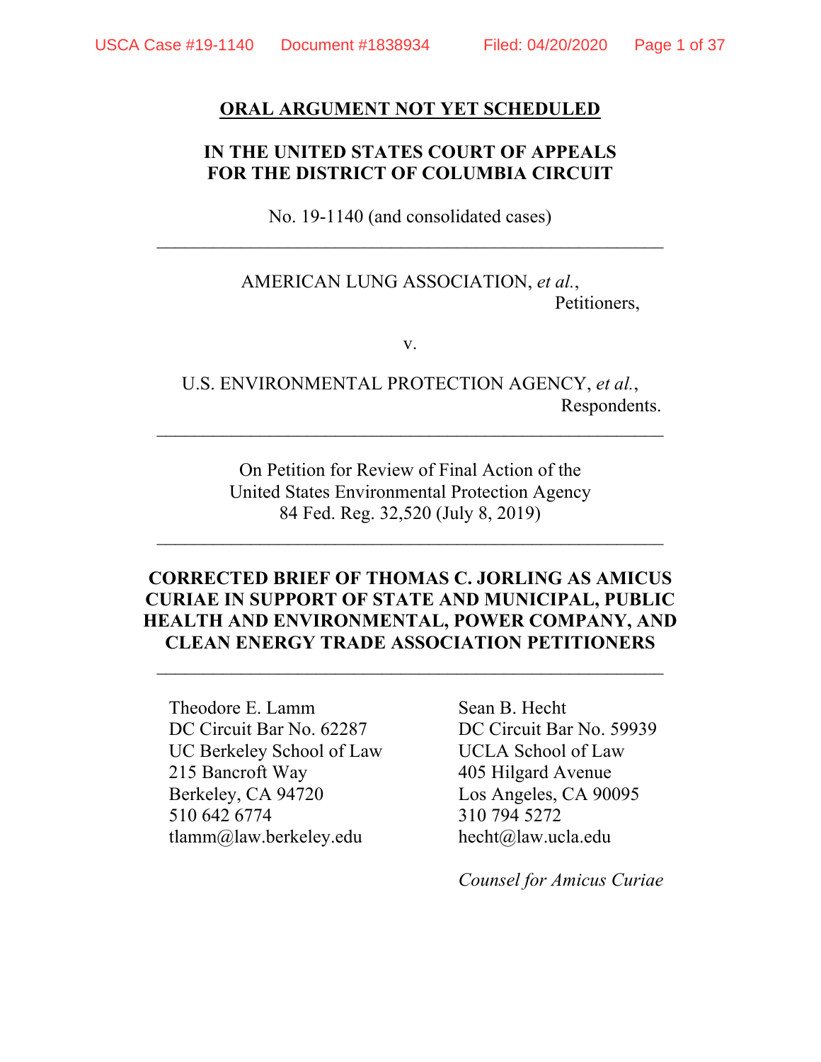**ORAL ARGUMENT NOT YET SCHEDULED**

**IN THE UNITED STATES COURT OF APPEALS FOR THE DISTRICT OF COLUMBIA CIRCUIT**

No. 19-1140 (and consolidated cases)

---

AMERICAN LUNG ASSOCIATION, *et al.*,
Petitioners,

v.

U.S. ENVIRONMENTAL PROTECTION AGENCY, *et al.*,
Respondents.

---

On Petition for Review of Final Action of the
United States Environmental Protection Agency
84 Fed. Reg. 32,520 (July 8, 2019)

---

**CORRECTED BRIEF OF THOMAS C. JORLING AS AMICUS CURIAE IN SUPPORT OF STATE AND MUNICIPAL, PUBLIC HEALTH AND ENVIRONMENTAL, POWER COMPANY, AND CLEAN ENERGY TRADE ASSOCIATION PETITIONERS**

---

Theodore E. Lamm
DC Circuit Bar No. 62287
UC Berkeley School of Law
215 Bancroft Way
Berkeley, CA 94720
510 642 6774
tlamm@law.berkeley.edu

Sean B. Hecht
DC Circuit Bar No. 59939
UCLA School of Law
405 Hilgard Avenue
Los Angeles, CA 90095
310 794 5272
hecht@law.ucla.edu

*Counsel for Amicus Curiae*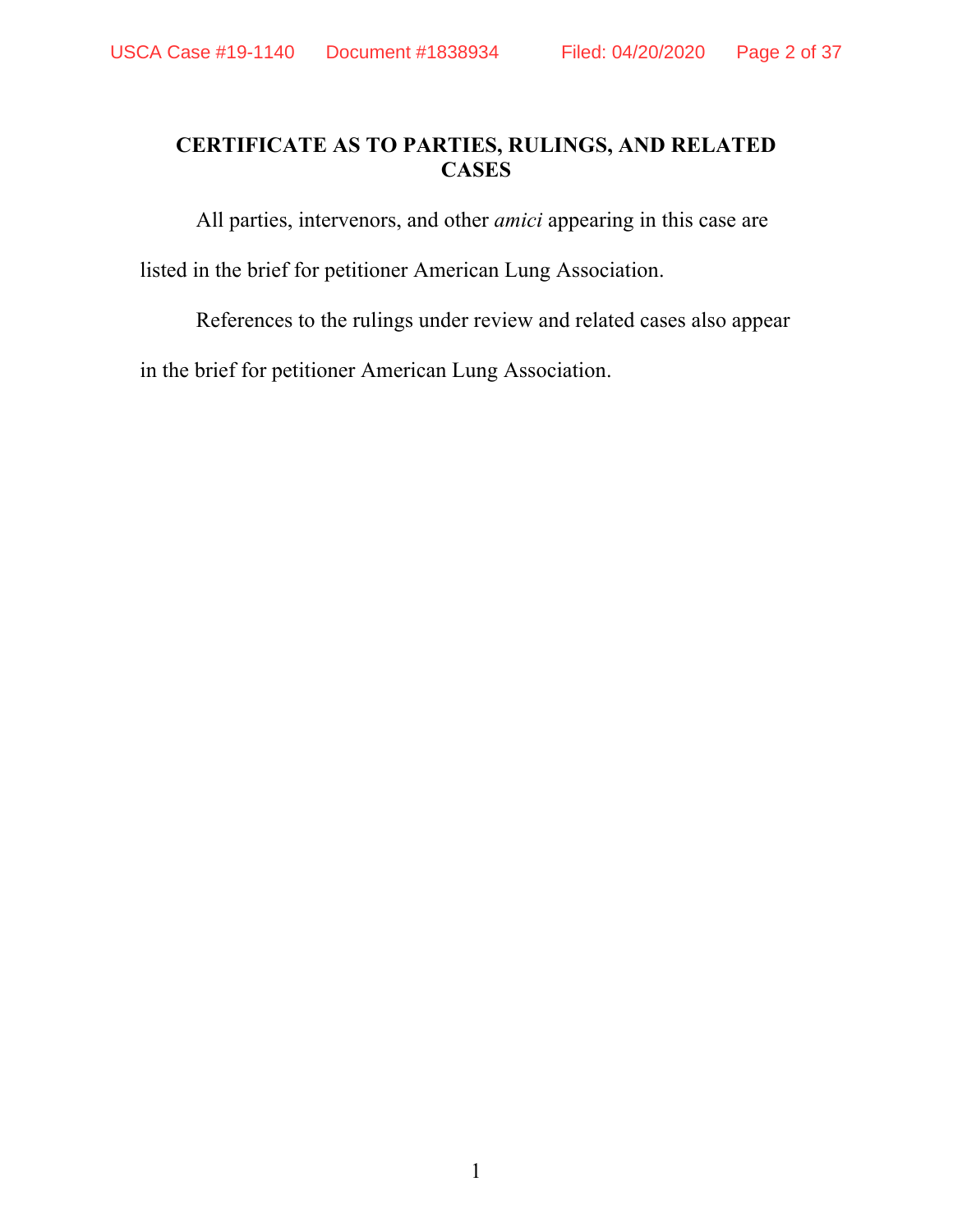# CERTIFICATE AS TO PARTIES, RULINGS, AND RELATED CASES

All parties, intervenors, and other *amici* appearing in this case are listed in the brief for petitioner American Lung Association.

References to the rulings under review and related cases also appear in the brief for petitioner American Lung Association.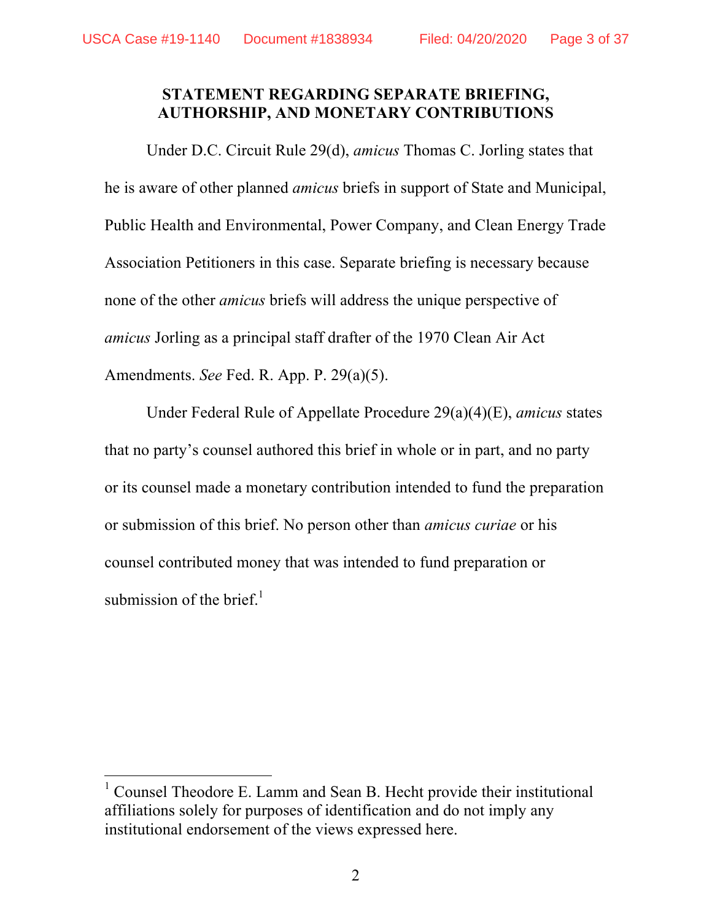## STATEMENT REGARDING SEPARATE BRIEFING, AUTHORSHIP, AND MONETARY CONTRIBUTIONS

Under D.C. Circuit Rule 29(d), *amicus* Thomas C. Jorling states that he is aware of other planned *amicus* briefs in support of State and Municipal, Public Health and Environmental, Power Company, and Clean Energy Trade Association Petitioners in this case. Separate briefing is necessary because none of the other *amicus* briefs will address the unique perspective of *amicus* Jorling as a principal staff drafter of the 1970 Clean Air Act Amendments. *See* Fed. R. App. P. 29(a)(5).

Under Federal Rule of Appellate Procedure 29(a)(4)(E), *amicus* states that no party's counsel authored this brief in whole or in part, and no party or its counsel made a monetary contribution intended to fund the preparation or submission of this brief. No person other than *amicus curiae* or his counsel contributed money that was intended to fund preparation or submission of the brief.[1]

[1] Counsel Theodore E. Lamm and Sean B. Hecht provide their institutional affiliations solely for purposes of identification and do not imply any institutional endorsement of the views expressed here.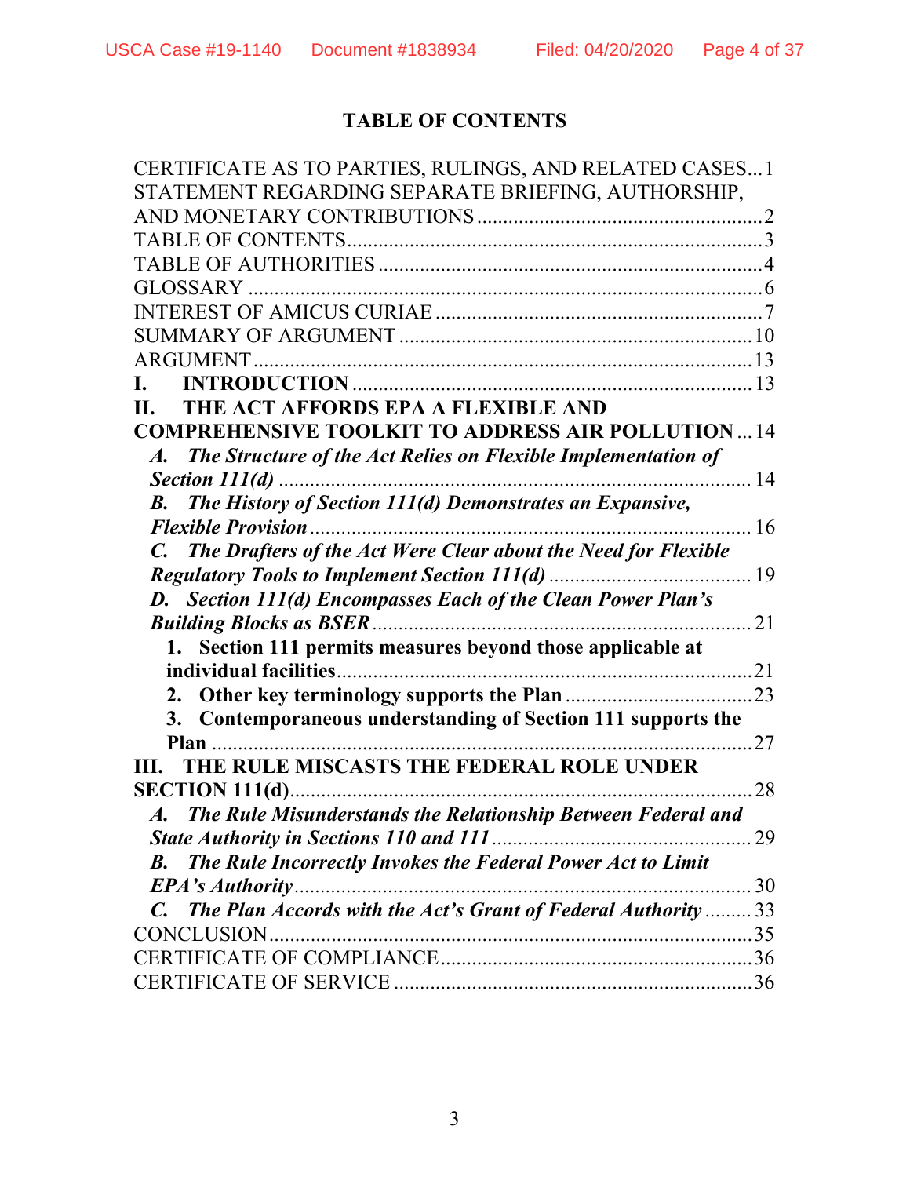## TABLE OF CONTENTS

CERTIFICATE AS TO PARTIES, RULINGS, AND RELATED CASES... 1
STATEMENT REGARDING SEPARATE BRIEFING, AUTHORSHIP, AND MONETARY CONTRIBUTIONS ....................................................... 2
TABLE OF CONTENTS............................................................................ 3
TABLE OF AUTHORITIES ....................................................................... 4
GLOSSARY ................................................................................................ 6
INTEREST OF AMICUS CURIAE ............................................................ 7
SUMMARY OF ARGUMENT ................................................................... 10
ARGUMENT ............................................................................................. 13
**I. INTRODUCTION** ................................................................................ 13
**II. THE ACT AFFORDS EPA A FLEXIBLE AND COMPREHENSIVE TOOLKIT TO ADDRESS AIR POLLUTION** ... 14
***A. The Structure of the Act Relies on Flexible Implementation of Section 111(d)*** ........................................................................................ 14
***B. The History of Section 111(d) Demonstrates an Expansive, Flexible Provision*** .................................................................................. 16
***C. The Drafters of the Act Were Clear about the Need for Flexible Regulatory Tools to Implement Section 111(d)*** ..................................... 19
***D. Section 111(d) Encompasses Each of the Clean Power Plan's Building Blocks as BSER*** ....................................................................... 21
**1. Section 111 permits measures beyond those applicable at individual facilities** ............................................................................. 21
**2. Other key terminology supports the Plan** .................................. 23
**3. Contemporaneous understanding of Section 111 supports the Plan** ....................................................................................................... 27
**III. THE RULE MISCASTS THE FEDERAL ROLE UNDER SECTION 111(d)** ......................................................................................... 28
***A. The Rule Misunderstands the Relationship Between Federal and State Authority in Sections 110 and 111*** ................................................ 29
***B. The Rule Incorrectly Invokes the Federal Power Act to Limit EPA's Authority*** ...................................................................................... 30
***C. The Plan Accords with the Act's Grant of Federal Authority*** ......... 33
CONCLUSION .......................................................................................... 35
CERTIFICATE OF COMPLIANCE .......................................................... 36
CERTIFICATE OF SERVICE ................................................................... 36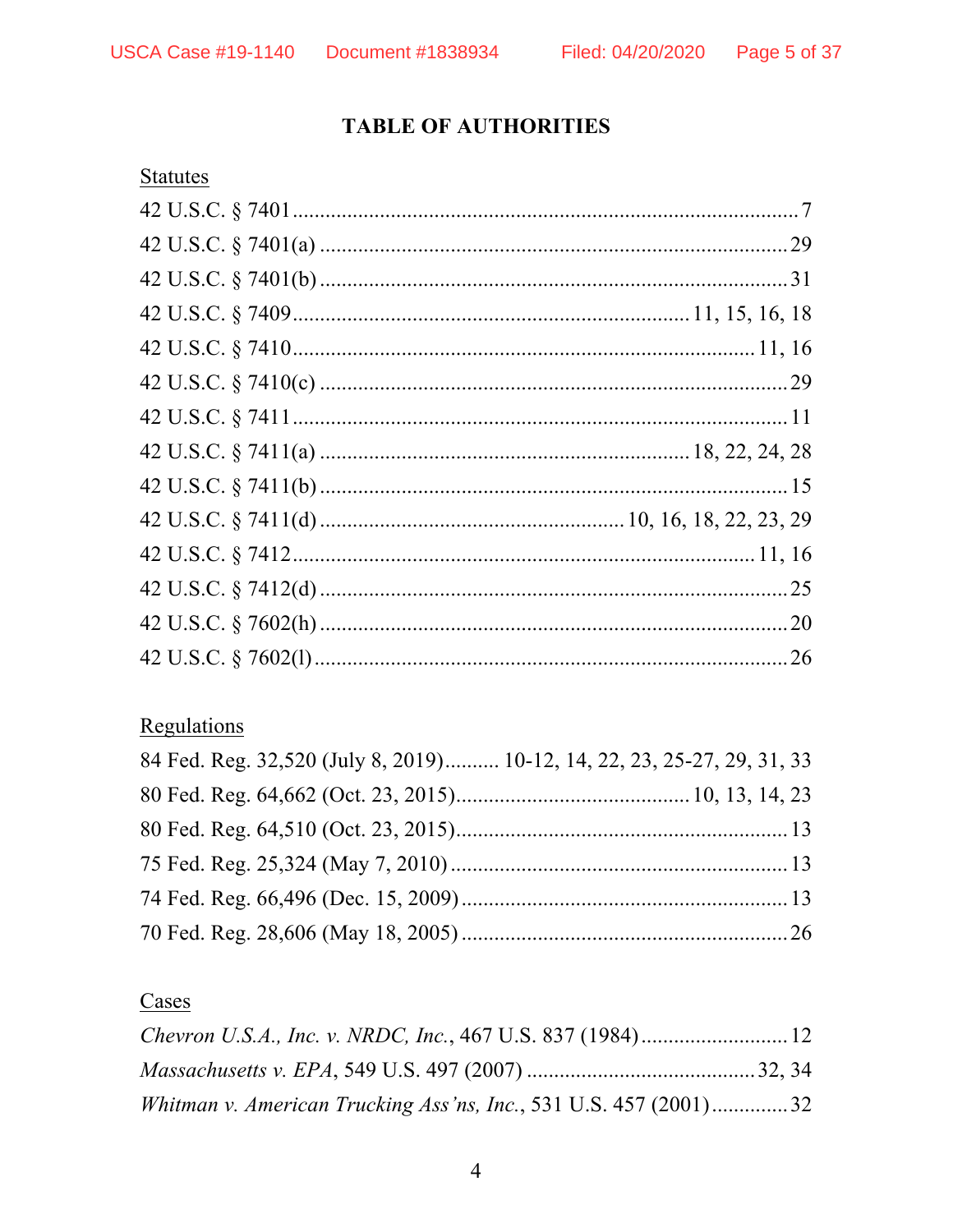# TABLE OF AUTHORITIES

<u>Statutes</u>

42 U.S.C. § 7401 .......................................................................................... 7
42 U.S.C. § 7401(a) .................................................................................... 29
42 U.S.C. § 7401(b) .................................................................................... 31
42 U.S.C. § 7409 ......................................................................... 11, 15, 16, 18
42 U.S.C. § 7410 .................................................................................... 11, 16
42 U.S.C. § 7410(c) .................................................................................... 29
42 U.S.C. § 7411 .......................................................................................... 11
42 U.S.C. § 7411(a) ........................................................................ 18, 22, 24, 28
42 U.S.C. § 7411(b) .................................................................................... 15
42 U.S.C. § 7411(d) ....................................................... 10, 16, 18, 22, 23, 29
42 U.S.C. § 7412 .................................................................................... 11, 16
42 U.S.C. § 7412(d) .................................................................................... 25
42 U.S.C. § 7602(h) .................................................................................... 20
42 U.S.C. § 7602(l) ..................................................................................... 26

<u>Regulations</u>

84 Fed. Reg. 32,520 (July 8, 2019).......... 10-12, 14, 22, 23, 25-27, 29, 31, 33
80 Fed. Reg. 64,662 (Oct. 23, 2015)........................................... 10, 13, 14, 23
80 Fed. Reg. 64,510 (Oct. 23, 2015)............................................................ 13
75 Fed. Reg. 25,324 (May 7, 2010) ............................................................. 13
74 Fed. Reg. 66,496 (Dec. 15, 2009) ........................................................... 13
70 Fed. Reg. 28,606 (May 18, 2005) ........................................................... 26

<u>Cases</u>

*Chevron U.S.A., Inc. v. NRDC, Inc.*, 467 U.S. 837 (1984) ........................... 12
*Massachusetts v. EPA*, 549 U.S. 497 (2007) ........................................... 32, 34
*Whitman v. American Trucking Ass'ns, Inc.*, 531 U.S. 457 (2001) .............. 32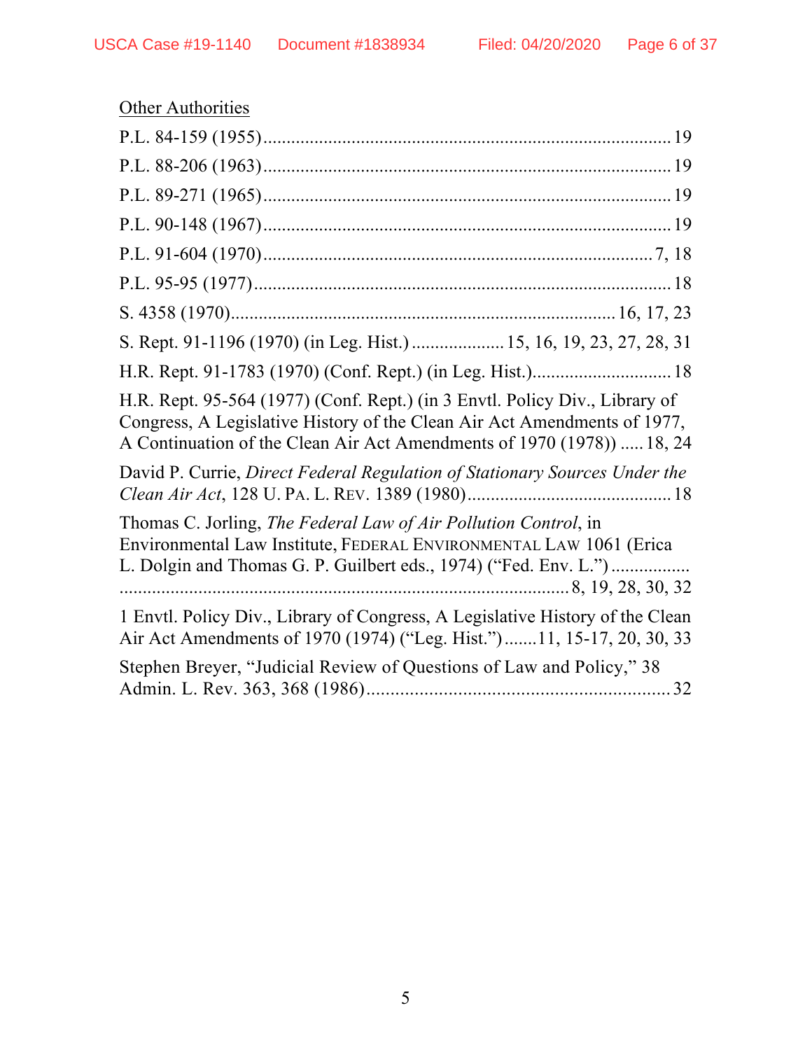Other Authorities

P.L. 84-159 (1955) ........................................................................................ 19

P.L. 88-206 (1963) ........................................................................................ 19

P.L. 89-271 (1965) ........................................................................................ 19

P.L. 90-148 (1967) ........................................................................................ 19

P.L. 91-604 (1970) ..................................................................................... 7, 18

P.L. 95-95 (1977) .......................................................................................... 18

S. 4358 (1970) ......................................................................... 16, 17, 23

S. Rept. 91-1196 (1970) (in Leg. Hist.) ................... 15, 16, 19, 23, 27, 28, 31

H.R. Rept. 91-1783 (1970) (Conf. Rept.) (in Leg. Hist.) ............................. 18

H.R. Rept. 95-564 (1977) (Conf. Rept.) (in 3 Envtl. Policy Div., Library of Congress, A Legislative History of the Clean Air Act Amendments of 1977, A Continuation of the Clean Air Act Amendments of 1970 (1978)) ..... 18, 24

David P. Currie, *Direct Federal Regulation of Stationary Sources Under the Clean Air Act*, 128 U. PA. L. REV. 1389 (1980) ........................................... 18

Thomas C. Jorling, *The Federal Law of Air Pollution Control*, in Environmental Law Institute, FEDERAL ENVIRONMENTAL LAW 1061 (Erica L. Dolgin and Thomas G. P. Guilbert eds., 1974) ("Fed. Env. L.") ................ .................................................................................... 8, 19, 28, 30, 32

1 Envtl. Policy Div., Library of Congress, A Legislative History of the Clean Air Act Amendments of 1970 (1974) ("Leg. Hist.") .......11, 15-17, 20, 30, 33

Stephen Breyer, "Judicial Review of Questions of Law and Policy," 38 Admin. L. Rev. 363, 368 (1986) ............................................................... 32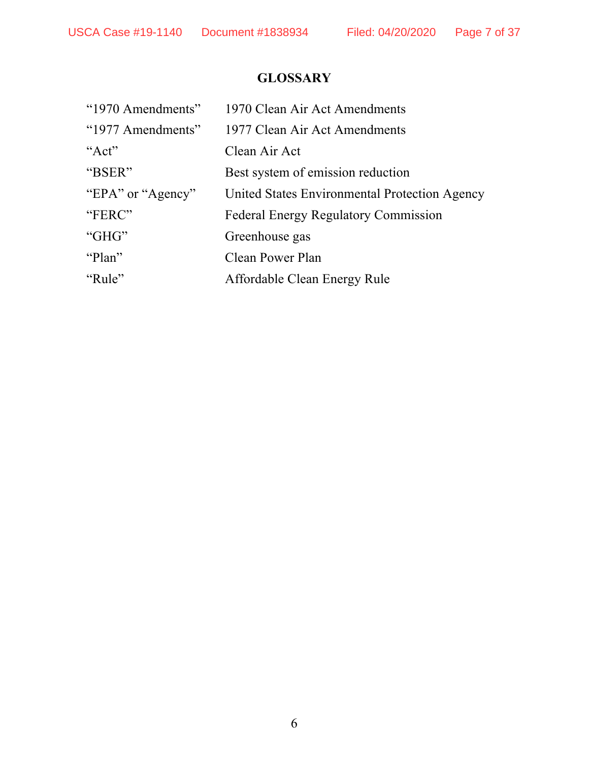## GLOSSARY

| | |
|---|---|
| "1970 Amendments" | 1970 Clean Air Act Amendments |
| "1977 Amendments" | 1977 Clean Air Act Amendments |
| "Act" | Clean Air Act |
| "BSER" | Best system of emission reduction |
| "EPA" or "Agency" | United States Environmental Protection Agency |
| "FERC" | Federal Energy Regulatory Commission |
| "GHG" | Greenhouse gas |
| "Plan" | Clean Power Plan |
| "Rule" | Affordable Clean Energy Rule |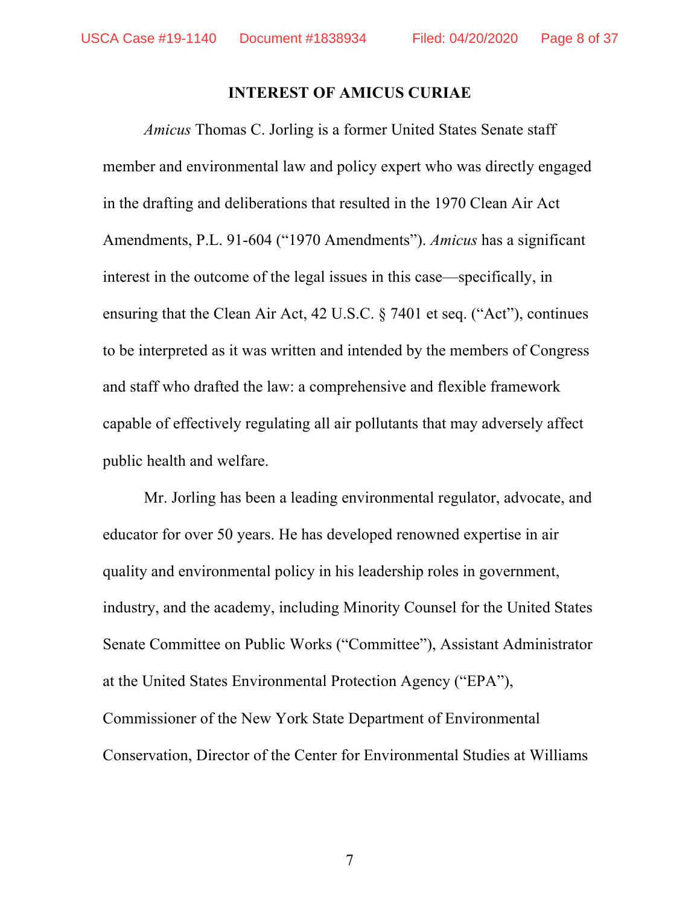## INTEREST OF AMICUS CURIAE

*Amicus* Thomas C. Jorling is a former United States Senate staff member and environmental law and policy expert who was directly engaged in the drafting and deliberations that resulted in the 1970 Clean Air Act Amendments, P.L. 91-604 ("1970 Amendments"). *Amicus* has a significant interest in the outcome of the legal issues in this case—specifically, in ensuring that the Clean Air Act, 42 U.S.C. § 7401 et seq. ("Act"), continues to be interpreted as it was written and intended by the members of Congress and staff who drafted the law: a comprehensive and flexible framework capable of effectively regulating all air pollutants that may adversely affect public health and welfare.

Mr. Jorling has been a leading environmental regulator, advocate, and educator for over 50 years. He has developed renowned expertise in air quality and environmental policy in his leadership roles in government, industry, and the academy, including Minority Counsel for the United States Senate Committee on Public Works ("Committee"), Assistant Administrator at the United States Environmental Protection Agency ("EPA"), Commissioner of the New York State Department of Environmental Conservation, Director of the Center for Environmental Studies at Williams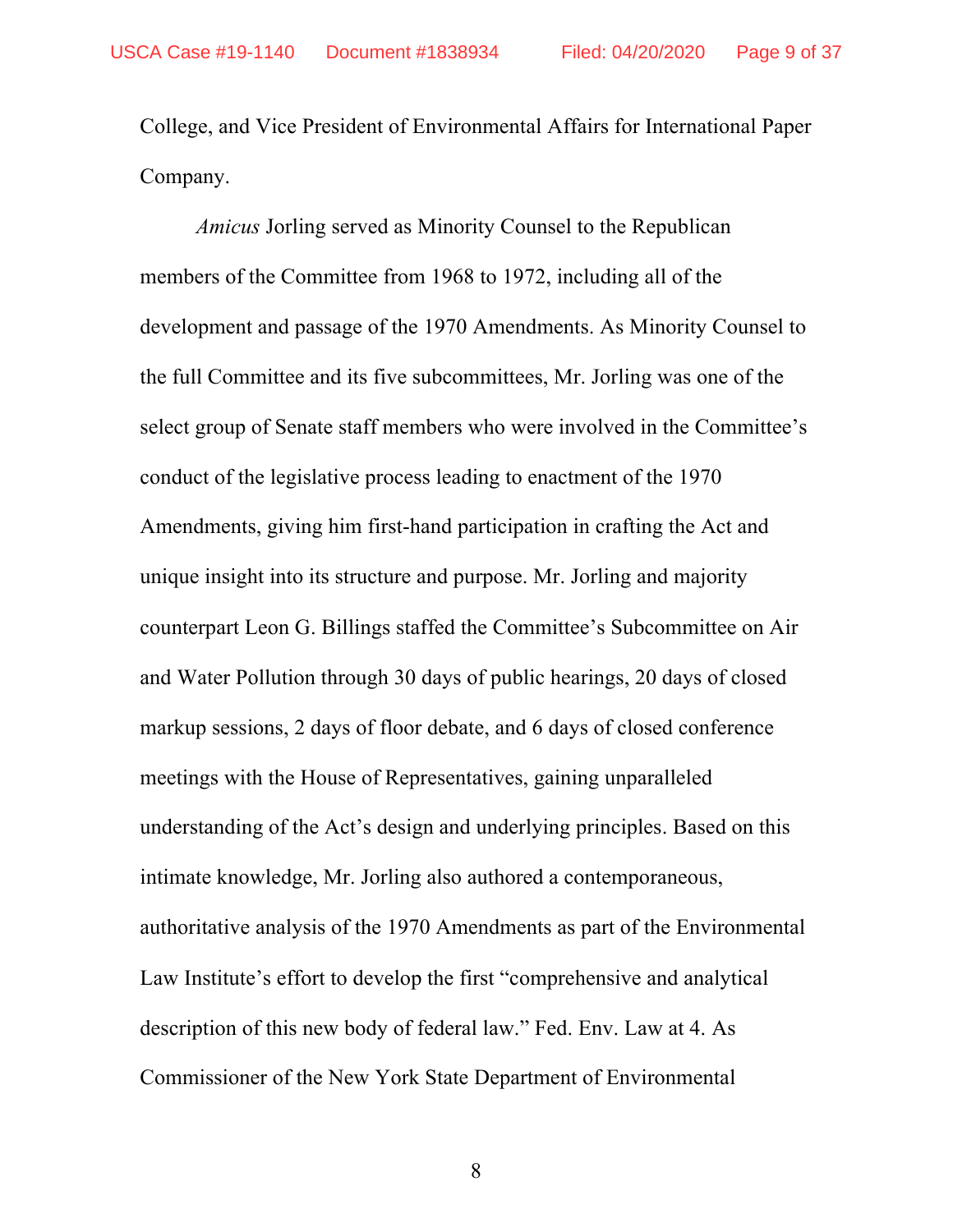College, and Vice President of Environmental Affairs for International Paper Company.

*Amicus* Jorling served as Minority Counsel to the Republican members of the Committee from 1968 to 1972, including all of the development and passage of the 1970 Amendments. As Minority Counsel to the full Committee and its five subcommittees, Mr. Jorling was one of the select group of Senate staff members who were involved in the Committee's conduct of the legislative process leading to enactment of the 1970 Amendments, giving him first-hand participation in crafting the Act and unique insight into its structure and purpose. Mr. Jorling and majority counterpart Leon G. Billings staffed the Committee's Subcommittee on Air and Water Pollution through 30 days of public hearings, 20 days of closed markup sessions, 2 days of floor debate, and 6 days of closed conference meetings with the House of Representatives, gaining unparalleled understanding of the Act's design and underlying principles. Based on this intimate knowledge, Mr. Jorling also authored a contemporaneous, authoritative analysis of the 1970 Amendments as part of the Environmental Law Institute's effort to develop the first "comprehensive and analytical description of this new body of federal law." Fed. Env. Law at 4. As Commissioner of the New York State Department of Environmental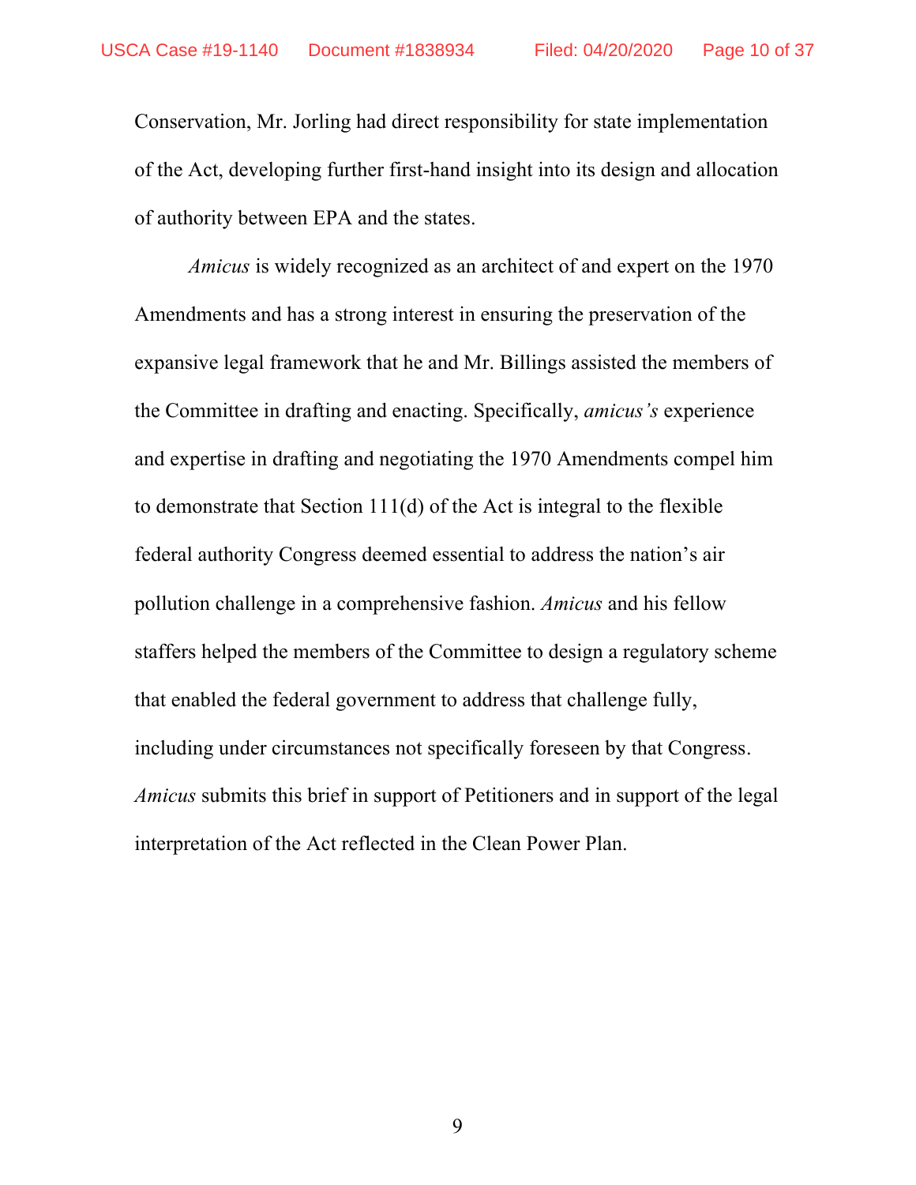Conservation, Mr. Jorling had direct responsibility for state implementation of the Act, developing further first-hand insight into its design and allocation of authority between EPA and the states.

*Amicus* is widely recognized as an architect of and expert on the 1970 Amendments and has a strong interest in ensuring the preservation of the expansive legal framework that he and Mr. Billings assisted the members of the Committee in drafting and enacting. Specifically, *amicus's* experience and expertise in drafting and negotiating the 1970 Amendments compel him to demonstrate that Section 111(d) of the Act is integral to the flexible federal authority Congress deemed essential to address the nation's air pollution challenge in a comprehensive fashion. *Amicus* and his fellow staffers helped the members of the Committee to design a regulatory scheme that enabled the federal government to address that challenge fully, including under circumstances not specifically foreseen by that Congress. *Amicus* submits this brief in support of Petitioners and in support of the legal interpretation of the Act reflected in the Clean Power Plan.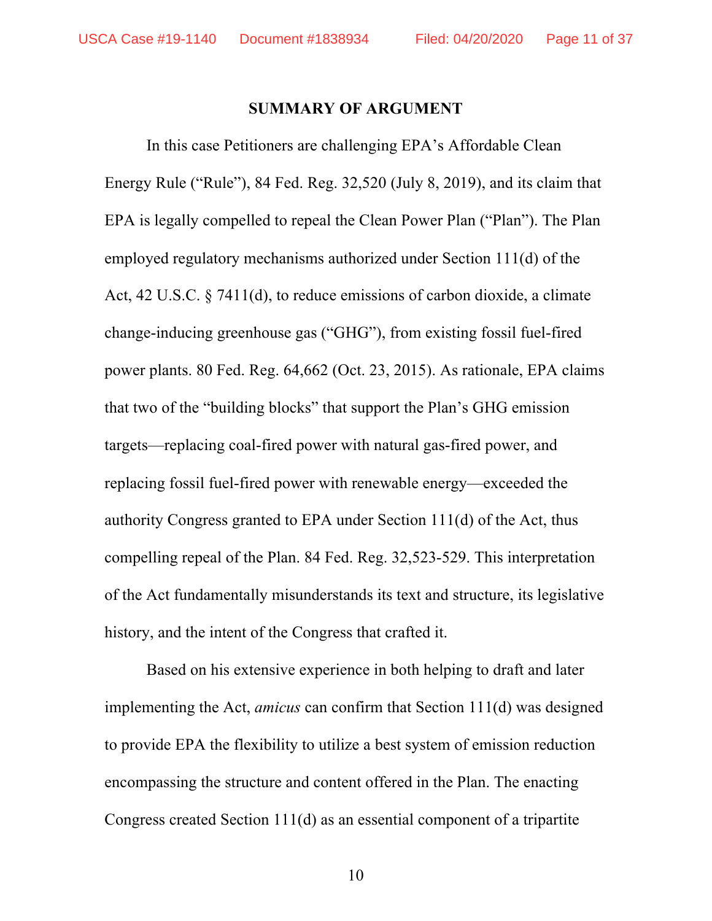## SUMMARY OF ARGUMENT

In this case Petitioners are challenging EPA's Affordable Clean Energy Rule ("Rule"), 84 Fed. Reg. 32,520 (July 8, 2019), and its claim that EPA is legally compelled to repeal the Clean Power Plan ("Plan"). The Plan employed regulatory mechanisms authorized under Section 111(d) of the Act, 42 U.S.C. § 7411(d), to reduce emissions of carbon dioxide, a climate change-inducing greenhouse gas ("GHG"), from existing fossil fuel-fired power plants. 80 Fed. Reg. 64,662 (Oct. 23, 2015). As rationale, EPA claims that two of the "building blocks" that support the Plan's GHG emission targets—replacing coal-fired power with natural gas-fired power, and replacing fossil fuel-fired power with renewable energy—exceeded the authority Congress granted to EPA under Section 111(d) of the Act, thus compelling repeal of the Plan. 84 Fed. Reg. 32,523-529. This interpretation of the Act fundamentally misunderstands its text and structure, its legislative history, and the intent of the Congress that crafted it.

Based on his extensive experience in both helping to draft and later implementing the Act, *amicus* can confirm that Section 111(d) was designed to provide EPA the flexibility to utilize a best system of emission reduction encompassing the structure and content offered in the Plan. The enacting Congress created Section 111(d) as an essential component of a tripartite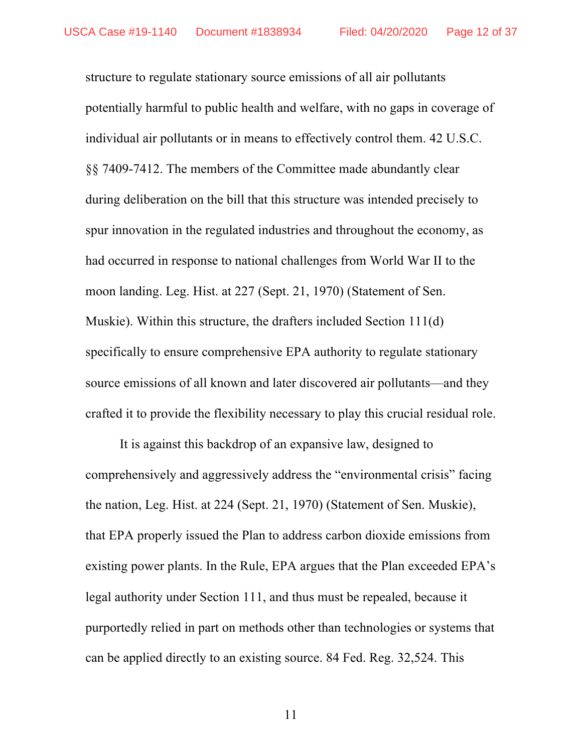structure to regulate stationary source emissions of all air pollutants potentially harmful to public health and welfare, with no gaps in coverage of individual air pollutants or in means to effectively control them. 42 U.S.C. §§ 7409-7412. The members of the Committee made abundantly clear during deliberation on the bill that this structure was intended precisely to spur innovation in the regulated industries and throughout the economy, as had occurred in response to national challenges from World War II to the moon landing. Leg. Hist. at 227 (Sept. 21, 1970) (Statement of Sen. Muskie). Within this structure, the drafters included Section 111(d) specifically to ensure comprehensive EPA authority to regulate stationary source emissions of all known and later discovered air pollutants—and they crafted it to provide the flexibility necessary to play this crucial residual role.

It is against this backdrop of an expansive law, designed to comprehensively and aggressively address the "environmental crisis" facing the nation, Leg. Hist. at 224 (Sept. 21, 1970) (Statement of Sen. Muskie), that EPA properly issued the Plan to address carbon dioxide emissions from existing power plants. In the Rule, EPA argues that the Plan exceeded EPA's legal authority under Section 111, and thus must be repealed, because it purportedly relied in part on methods other than technologies or systems that can be applied directly to an existing source. 84 Fed. Reg. 32,524. This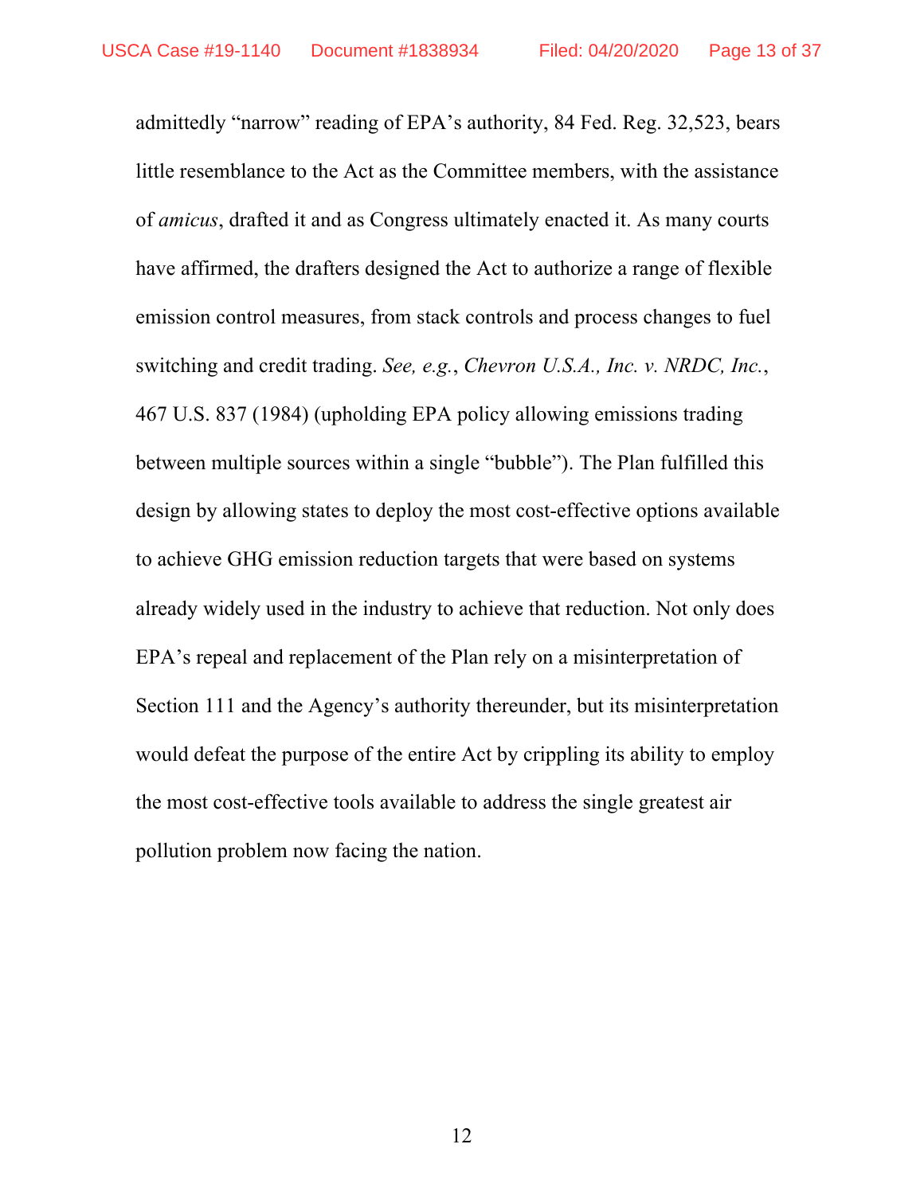admittedly "narrow" reading of EPA's authority, 84 Fed. Reg. 32,523, bears little resemblance to the Act as the Committee members, with the assistance of *amicus*, drafted it and as Congress ultimately enacted it. As many courts have affirmed, the drafters designed the Act to authorize a range of flexible emission control measures, from stack controls and process changes to fuel switching and credit trading. *See, e.g.*, *Chevron U.S.A., Inc. v. NRDC, Inc.*, 467 U.S. 837 (1984) (upholding EPA policy allowing emissions trading between multiple sources within a single "bubble"). The Plan fulfilled this design by allowing states to deploy the most cost-effective options available to achieve GHG emission reduction targets that were based on systems already widely used in the industry to achieve that reduction. Not only does EPA's repeal and replacement of the Plan rely on a misinterpretation of Section 111 and the Agency's authority thereunder, but its misinterpretation would defeat the purpose of the entire Act by crippling its ability to employ the most cost-effective tools available to address the single greatest air pollution problem now facing the nation.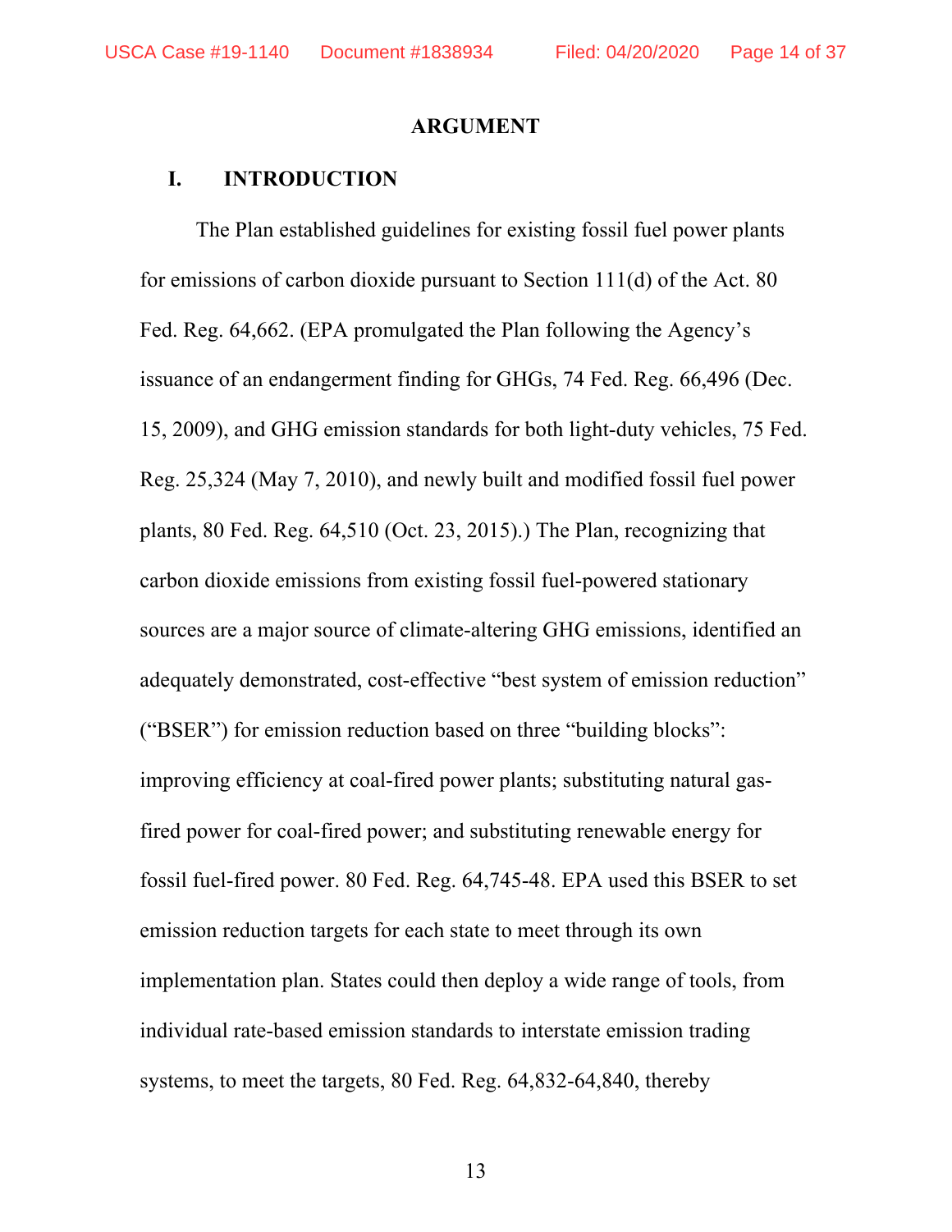# ARGUMENT

## I. INTRODUCTION

The Plan established guidelines for existing fossil fuel power plants for emissions of carbon dioxide pursuant to Section 111(d) of the Act. 80 Fed. Reg. 64,662. (EPA promulgated the Plan following the Agency's issuance of an endangerment finding for GHGs, 74 Fed. Reg. 66,496 (Dec. 15, 2009), and GHG emission standards for both light-duty vehicles, 75 Fed. Reg. 25,324 (May 7, 2010), and newly built and modified fossil fuel power plants, 80 Fed. Reg. 64,510 (Oct. 23, 2015).) The Plan, recognizing that carbon dioxide emissions from existing fossil fuel-powered stationary sources are a major source of climate-altering GHG emissions, identified an adequately demonstrated, cost-effective "best system of emission reduction" ("BSER") for emission reduction based on three "building blocks": improving efficiency at coal-fired power plants; substituting natural gas-fired power for coal-fired power; and substituting renewable energy for fossil fuel-fired power. 80 Fed. Reg. 64,745-48. EPA used this BSER to set emission reduction targets for each state to meet through its own implementation plan. States could then deploy a wide range of tools, from individual rate-based emission standards to interstate emission trading systems, to meet the targets, 80 Fed. Reg. 64,832-64,840, thereby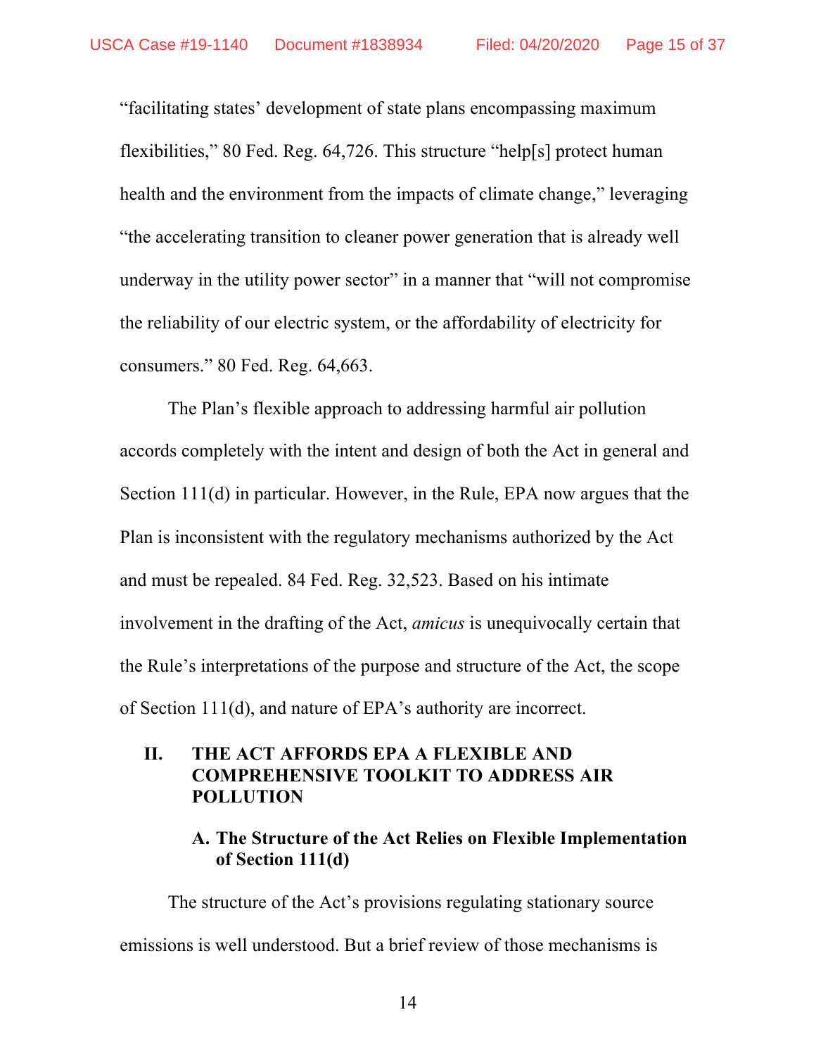"facilitating states' development of state plans encompassing maximum flexibilities," 80 Fed. Reg. 64,726. This structure "help[s] protect human health and the environment from the impacts of climate change," leveraging "the accelerating transition to cleaner power generation that is already well underway in the utility power sector" in a manner that "will not compromise the reliability of our electric system, or the affordability of electricity for consumers." 80 Fed. Reg. 64,663.

The Plan's flexible approach to addressing harmful air pollution accords completely with the intent and design of both the Act in general and Section 111(d) in particular. However, in the Rule, EPA now argues that the Plan is inconsistent with the regulatory mechanisms authorized by the Act and must be repealed. 84 Fed. Reg. 32,523. Based on his intimate involvement in the drafting of the Act, *amicus* is unequivocally certain that the Rule's interpretations of the purpose and structure of the Act, the scope of Section 111(d), and nature of EPA's authority are incorrect.

## II. THE ACT AFFORDS EPA A FLEXIBLE AND COMPREHENSIVE TOOLKIT TO ADDRESS AIR POLLUTION

### A. The Structure of the Act Relies on Flexible Implementation of Section 111(d)

The structure of the Act's provisions regulating stationary source emissions is well understood. But a brief review of those mechanisms is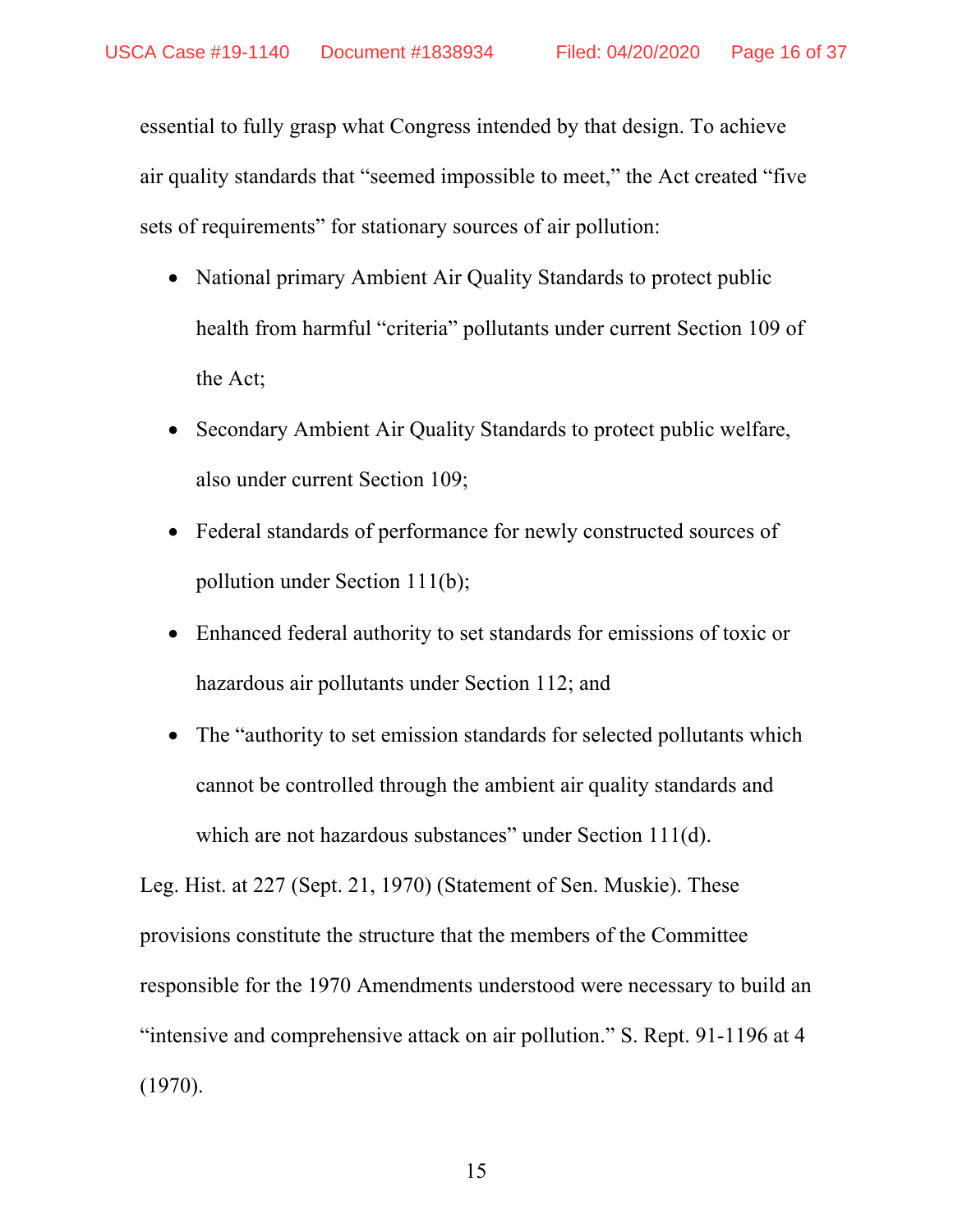essential to fully grasp what Congress intended by that design. To achieve air quality standards that "seemed impossible to meet," the Act created "five sets of requirements" for stationary sources of air pollution:

- National primary Ambient Air Quality Standards to protect public health from harmful "criteria" pollutants under current Section 109 of the Act;
- Secondary Ambient Air Quality Standards to protect public welfare, also under current Section 109;
- Federal standards of performance for newly constructed sources of pollution under Section 111(b);
- Enhanced federal authority to set standards for emissions of toxic or hazardous air pollutants under Section 112; and
- The "authority to set emission standards for selected pollutants which cannot be controlled through the ambient air quality standards and which are not hazardous substances" under Section 111(d).

Leg. Hist. at 227 (Sept. 21, 1970) (Statement of Sen. Muskie). These provisions constitute the structure that the members of the Committee responsible for the 1970 Amendments understood were necessary to build an "intensive and comprehensive attack on air pollution." S. Rept. 91-1196 at 4 (1970).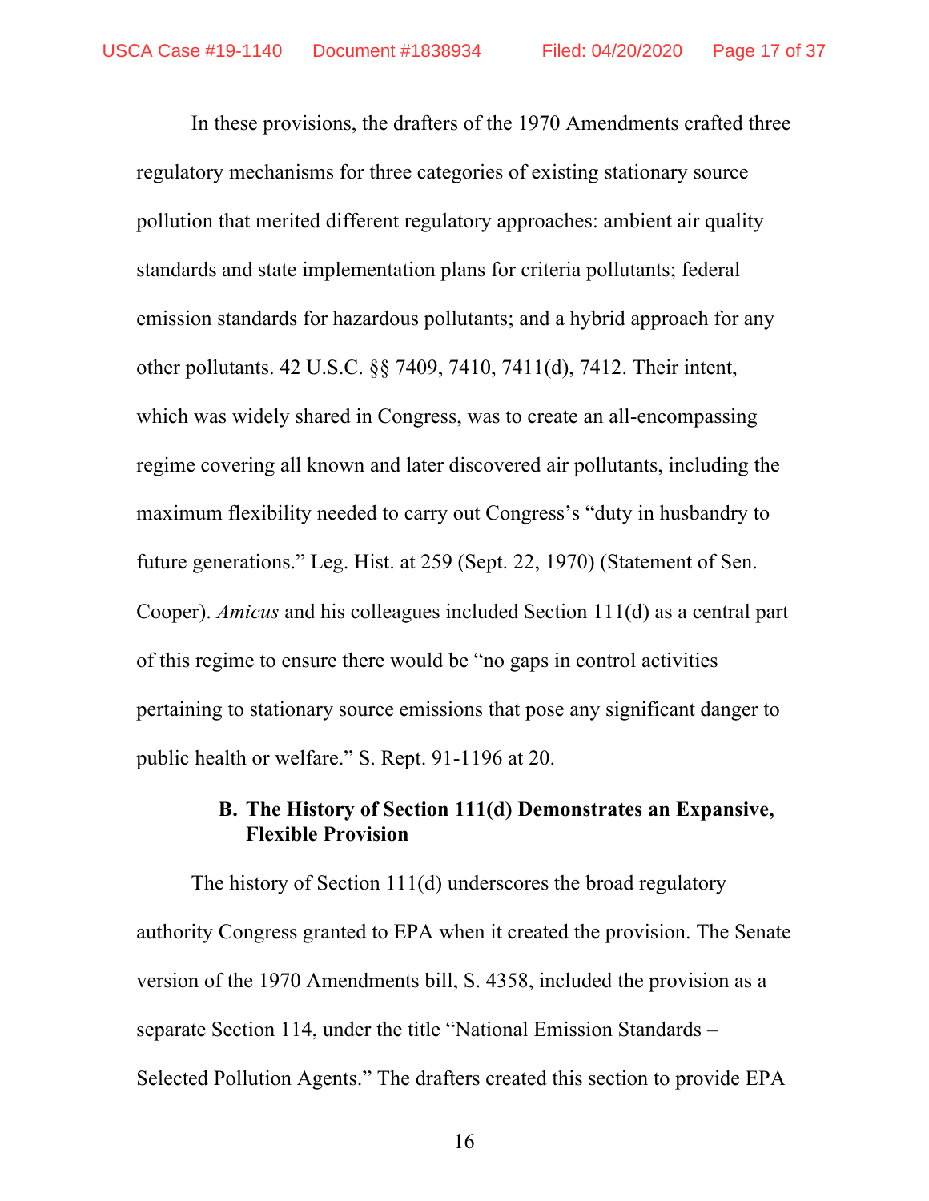In these provisions, the drafters of the 1970 Amendments crafted three regulatory mechanisms for three categories of existing stationary source pollution that merited different regulatory approaches: ambient air quality standards and state implementation plans for criteria pollutants; federal emission standards for hazardous pollutants; and a hybrid approach for any other pollutants. 42 U.S.C. §§ 7409, 7410, 7411(d), 7412. Their intent, which was widely shared in Congress, was to create an all-encompassing regime covering all known and later discovered air pollutants, including the maximum flexibility needed to carry out Congress's "duty in husbandry to future generations." Leg. Hist. at 259 (Sept. 22, 1970) (Statement of Sen. Cooper). *Amicus* and his colleagues included Section 111(d) as a central part of this regime to ensure there would be "no gaps in control activities pertaining to stationary source emissions that pose any significant danger to public health or welfare." S. Rept. 91-1196 at 20.

### B. The History of Section 111(d) Demonstrates an Expansive, Flexible Provision

The history of Section 111(d) underscores the broad regulatory authority Congress granted to EPA when it created the provision. The Senate version of the 1970 Amendments bill, S. 4358, included the provision as a separate Section 114, under the title "National Emission Standards – Selected Pollution Agents." The drafters created this section to provide EPA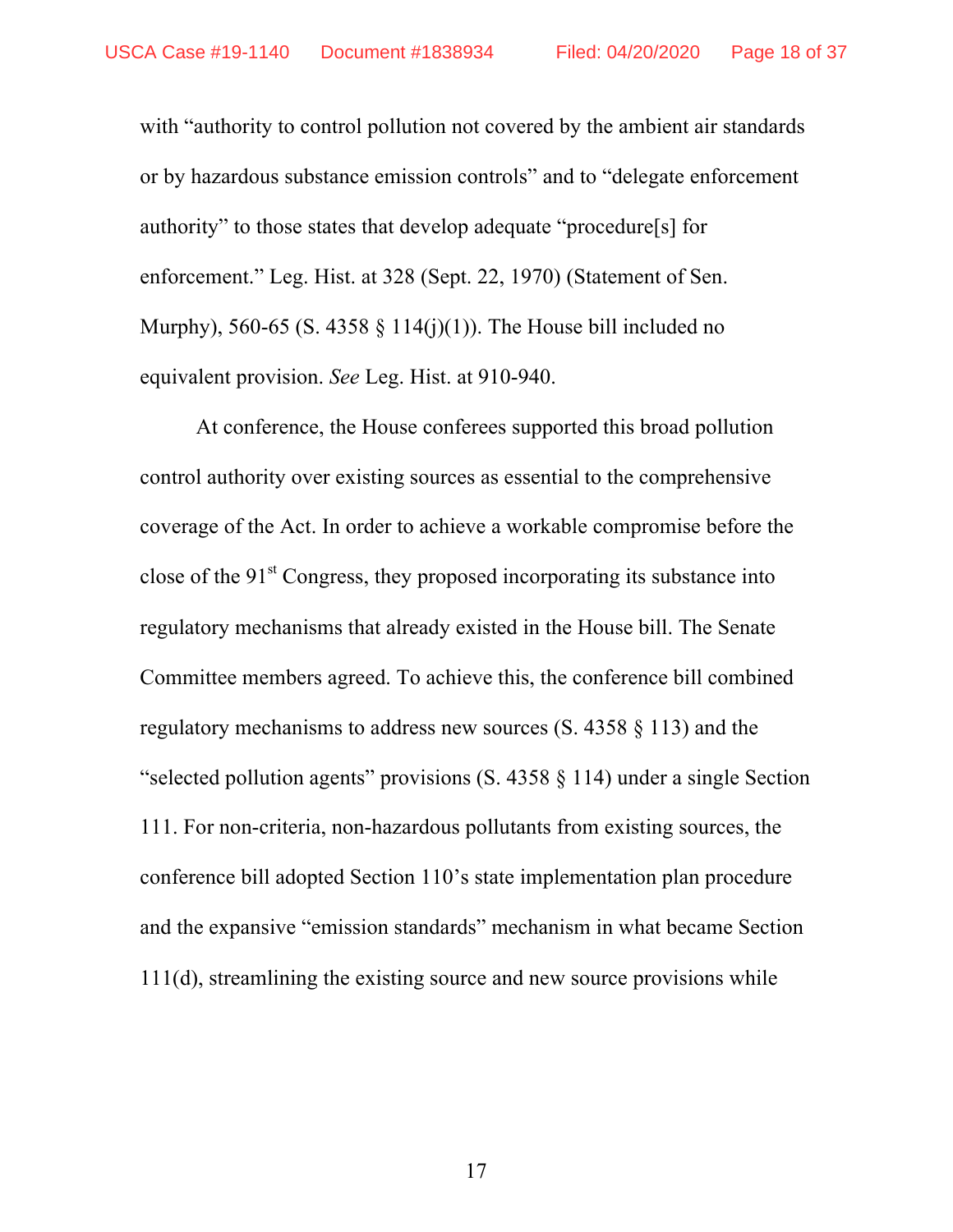with "authority to control pollution not covered by the ambient air standards or by hazardous substance emission controls" and to "delegate enforcement authority" to those states that develop adequate "procedure[s] for enforcement." Leg. Hist. at 328 (Sept. 22, 1970) (Statement of Sen. Murphy), 560-65 (S. 4358 § 114(j)(1)). The House bill included no equivalent provision. *See* Leg. Hist. at 910-940.

At conference, the House conferees supported this broad pollution control authority over existing sources as essential to the comprehensive coverage of the Act. In order to achieve a workable compromise before the close of the 91st Congress, they proposed incorporating its substance into regulatory mechanisms that already existed in the House bill. The Senate Committee members agreed. To achieve this, the conference bill combined regulatory mechanisms to address new sources (S. 4358 § 113) and the "selected pollution agents" provisions (S. 4358 § 114) under a single Section 111. For non-criteria, non-hazardous pollutants from existing sources, the conference bill adopted Section 110's state implementation plan procedure and the expansive "emission standards" mechanism in what became Section 111(d), streamlining the existing source and new source provisions while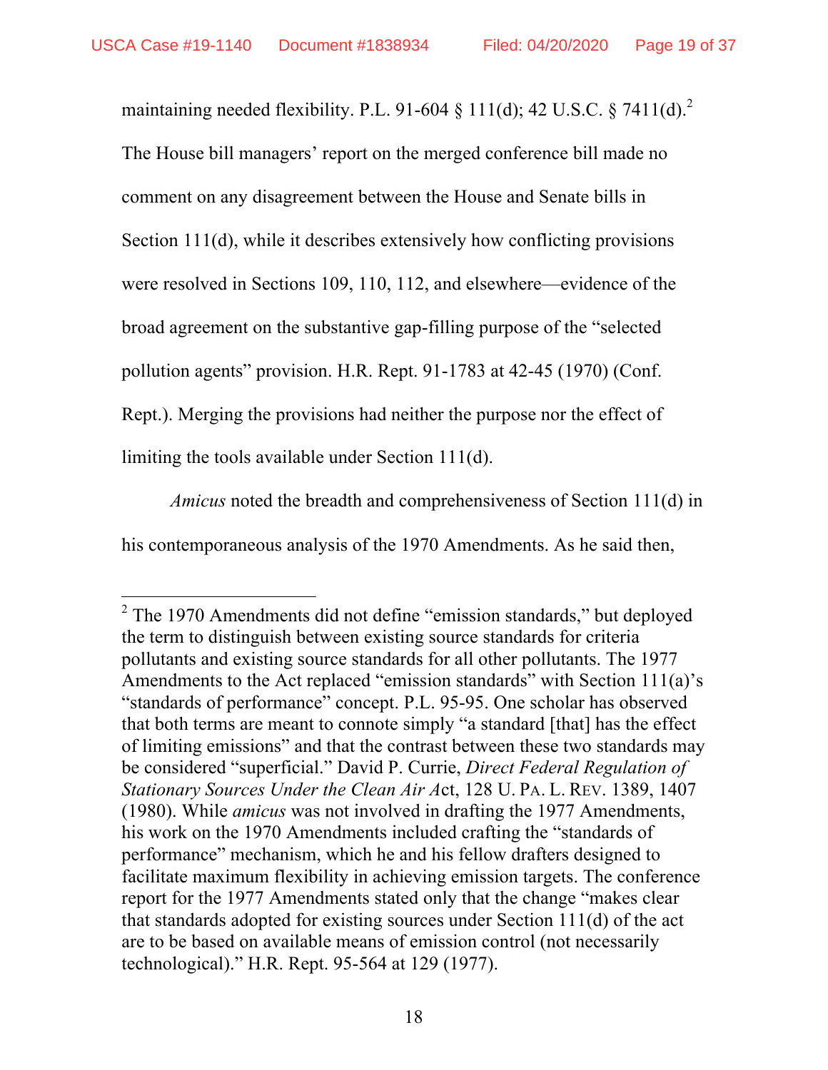maintaining needed flexibility. P.L. 91-604 § 111(d); 42 U.S.C. § 7411(d).[2] The House bill managers' report on the merged conference bill made no comment on any disagreement between the House and Senate bills in Section 111(d), while it describes extensively how conflicting provisions were resolved in Sections 109, 110, 112, and elsewhere—evidence of the broad agreement on the substantive gap-filling purpose of the "selected pollution agents" provision. H.R. Rept. 91-1783 at 42-45 (1970) (Conf. Rept.). Merging the provisions had neither the purpose nor the effect of limiting the tools available under Section 111(d).

*Amicus* noted the breadth and comprehensiveness of Section 111(d) in his contemporaneous analysis of the 1970 Amendments. As he said then,

---

[2] The 1970 Amendments did not define "emission standards," but deployed the term to distinguish between existing source standards for criteria pollutants and existing source standards for all other pollutants. The 1977 Amendments to the Act replaced "emission standards" with Section 111(a)'s "standards of performance" concept. P.L. 95-95. One scholar has observed that both terms are meant to connote simply "a standard [that] has the effect of limiting emissions" and that the contrast between these two standards may be considered "superficial." David P. Currie, *Direct Federal Regulation of Stationary Sources Under the Clean Air Act*, 128 U. PA. L. REV. 1389, 1407 (1980). While *amicus* was not involved in drafting the 1977 Amendments, his work on the 1970 Amendments included crafting the "standards of performance" mechanism, which he and his fellow drafters designed to facilitate maximum flexibility in achieving emission targets. The conference report for the 1977 Amendments stated only that the change "makes clear that standards adopted for existing sources under Section 111(d) of the act are to be based on available means of emission control (not necessarily technological)." H.R. Rept. 95-564 at 129 (1977).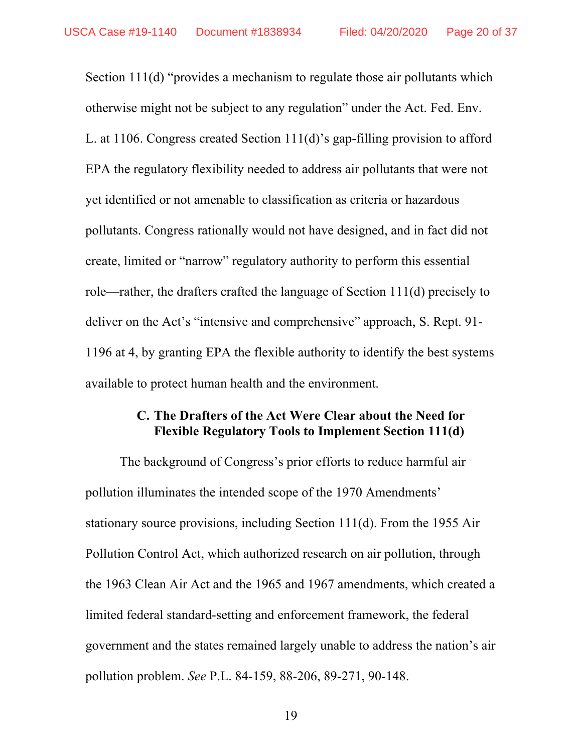Section 111(d) "provides a mechanism to regulate those air pollutants which otherwise might not be subject to any regulation" under the Act. Fed. Env. L. at 1106. Congress created Section 111(d)'s gap-filling provision to afford EPA the regulatory flexibility needed to address air pollutants that were not yet identified or not amenable to classification as criteria or hazardous pollutants. Congress rationally would not have designed, and in fact did not create, limited or "narrow" regulatory authority to perform this essential role—rather, the drafters crafted the language of Section 111(d) precisely to deliver on the Act's "intensive and comprehensive" approach, S. Rept. 91-1196 at 4, by granting EPA the flexible authority to identify the best systems available to protect human health and the environment.

### C. The Drafters of the Act Were Clear about the Need for Flexible Regulatory Tools to Implement Section 111(d)

The background of Congress's prior efforts to reduce harmful air pollution illuminates the intended scope of the 1970 Amendments' stationary source provisions, including Section 111(d). From the 1955 Air Pollution Control Act, which authorized research on air pollution, through the 1963 Clean Air Act and the 1965 and 1967 amendments, which created a limited federal standard-setting and enforcement framework, the federal government and the states remained largely unable to address the nation's air pollution problem. *See* P.L. 84-159, 88-206, 89-271, 90-148.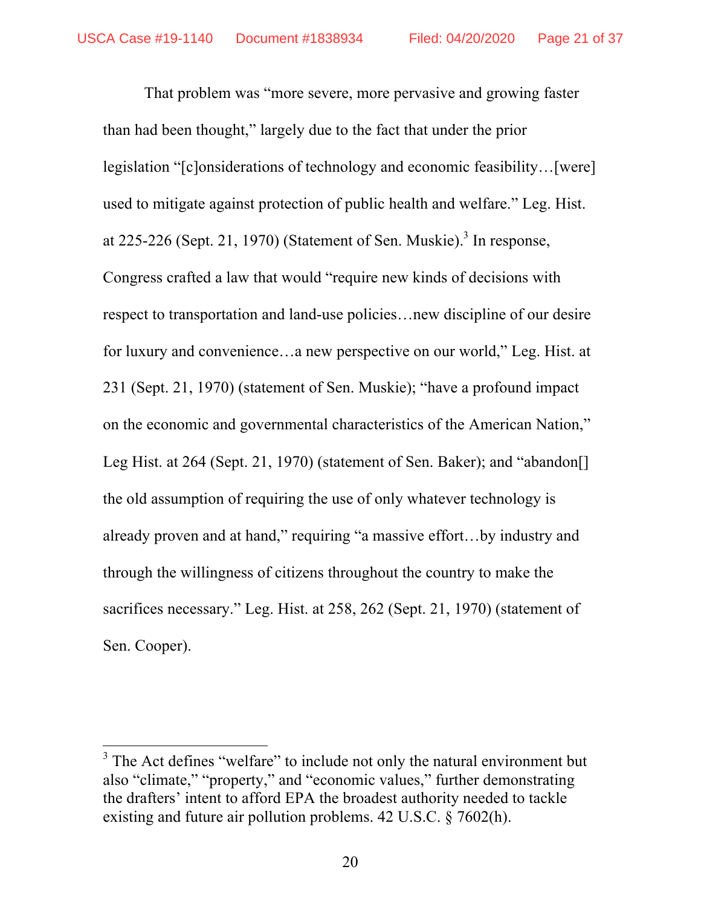That problem was "more severe, more pervasive and growing faster than had been thought," largely due to the fact that under the prior legislation "[c]onsiderations of technology and economic feasibility…[were] used to mitigate against protection of public health and welfare." Leg. Hist. at 225-226 (Sept. 21, 1970) (Statement of Sen. Muskie).[3] In response, Congress crafted a law that would "require new kinds of decisions with respect to transportation and land-use policies…new discipline of our desire for luxury and convenience…a new perspective on our world," Leg. Hist. at 231 (Sept. 21, 1970) (statement of Sen. Muskie); "have a profound impact on the economic and governmental characteristics of the American Nation," Leg Hist. at 264 (Sept. 21, 1970) (statement of Sen. Baker); and "abandon[] the old assumption of requiring the use of only whatever technology is already proven and at hand," requiring "a massive effort…by industry and through the willingness of citizens throughout the country to make the sacrifices necessary." Leg. Hist. at 258, 262 (Sept. 21, 1970) (statement of Sen. Cooper).

[3] The Act defines "welfare" to include not only the natural environment but also "climate," "property," and "economic values," further demonstrating the drafters' intent to afford EPA the broadest authority needed to tackle existing and future air pollution problems. 42 U.S.C. § 7602(h).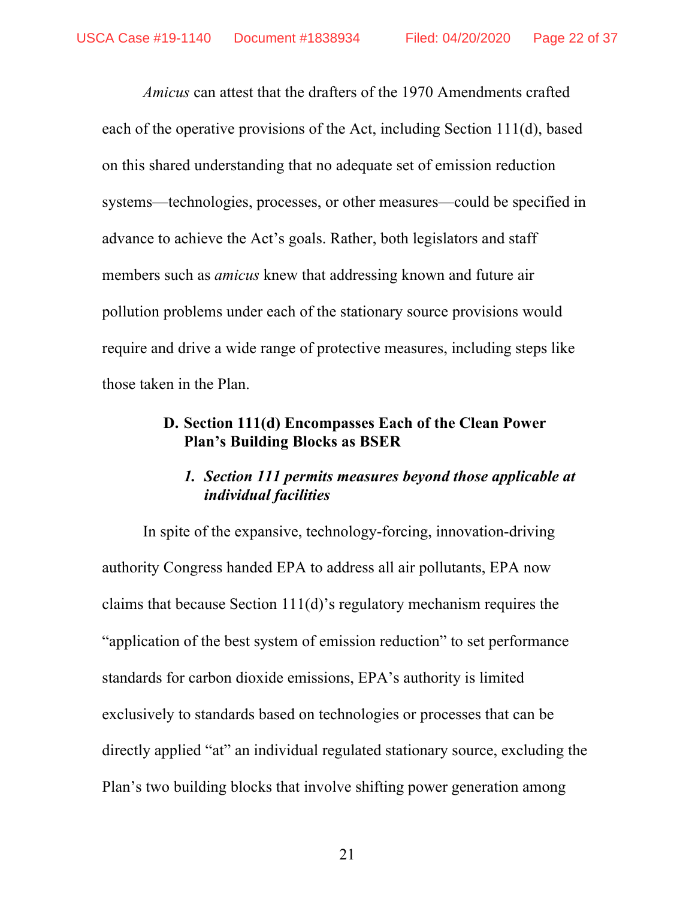*Amicus* can attest that the drafters of the 1970 Amendments crafted each of the operative provisions of the Act, including Section 111(d), based on this shared understanding that no adequate set of emission reduction systems—technologies, processes, or other measures—could be specified in advance to achieve the Act's goals. Rather, both legislators and staff members such as *amicus* knew that addressing known and future air pollution problems under each of the stationary source provisions would require and drive a wide range of protective measures, including steps like those taken in the Plan.

### D. Section 111(d) Encompasses Each of the Clean Power Plan's Building Blocks as BSER

#### *1. Section 111 permits measures beyond those applicable at individual facilities*

In spite of the expansive, technology-forcing, innovation-driving authority Congress handed EPA to address all air pollutants, EPA now claims that because Section 111(d)'s regulatory mechanism requires the "application of the best system of emission reduction" to set performance standards for carbon dioxide emissions, EPA's authority is limited exclusively to standards based on technologies or processes that can be directly applied "at" an individual regulated stationary source, excluding the Plan's two building blocks that involve shifting power generation among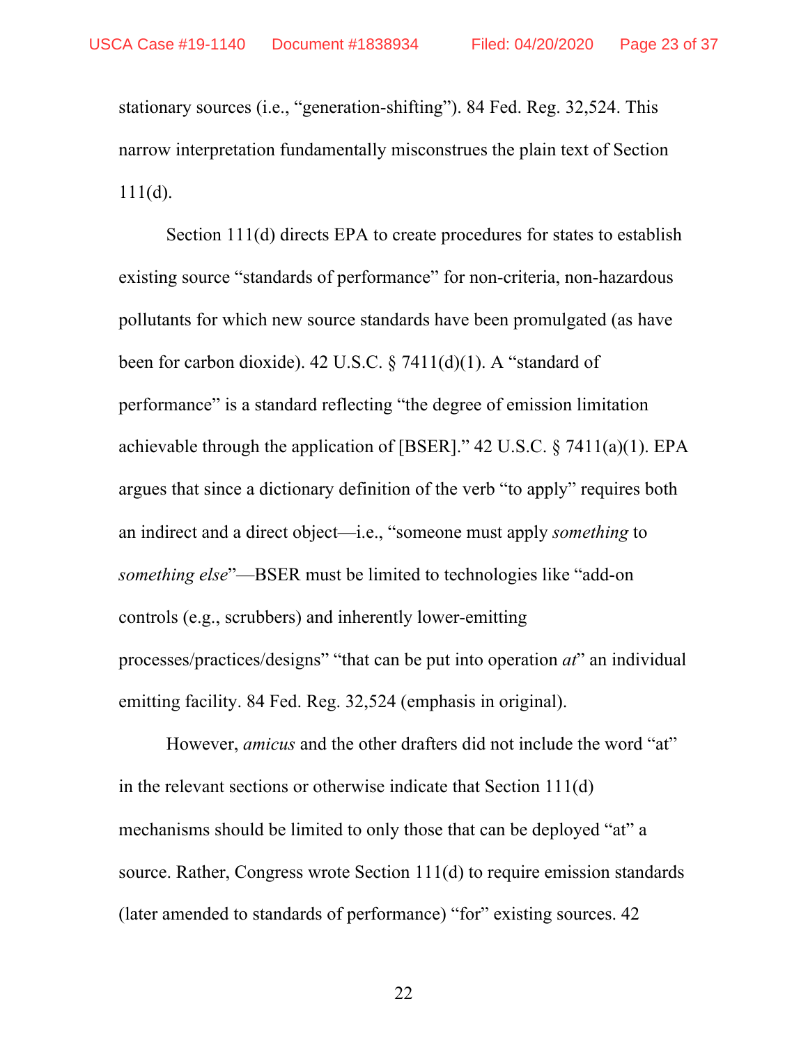stationary sources (i.e., "generation-shifting"). 84 Fed. Reg. 32,524. This narrow interpretation fundamentally misconstrues the plain text of Section 111(d).

Section 111(d) directs EPA to create procedures for states to establish existing source "standards of performance" for non-criteria, non-hazardous pollutants for which new source standards have been promulgated (as have been for carbon dioxide). 42 U.S.C. § 7411(d)(1). A "standard of performance" is a standard reflecting "the degree of emission limitation achievable through the application of [BSER]." 42 U.S.C. § 7411(a)(1). EPA argues that since a dictionary definition of the verb "to apply" requires both an indirect and a direct object—i.e., "someone must apply *something* to *something else*"—BSER must be limited to technologies like "add-on controls (e.g., scrubbers) and inherently lower-emitting processes/practices/designs" "that can be put into operation *at*" an individual emitting facility. 84 Fed. Reg. 32,524 (emphasis in original).

However, *amicus* and the other drafters did not include the word "at" in the relevant sections or otherwise indicate that Section 111(d) mechanisms should be limited to only those that can be deployed "at" a source. Rather, Congress wrote Section 111(d) to require emission standards (later amended to standards of performance) "for" existing sources. 42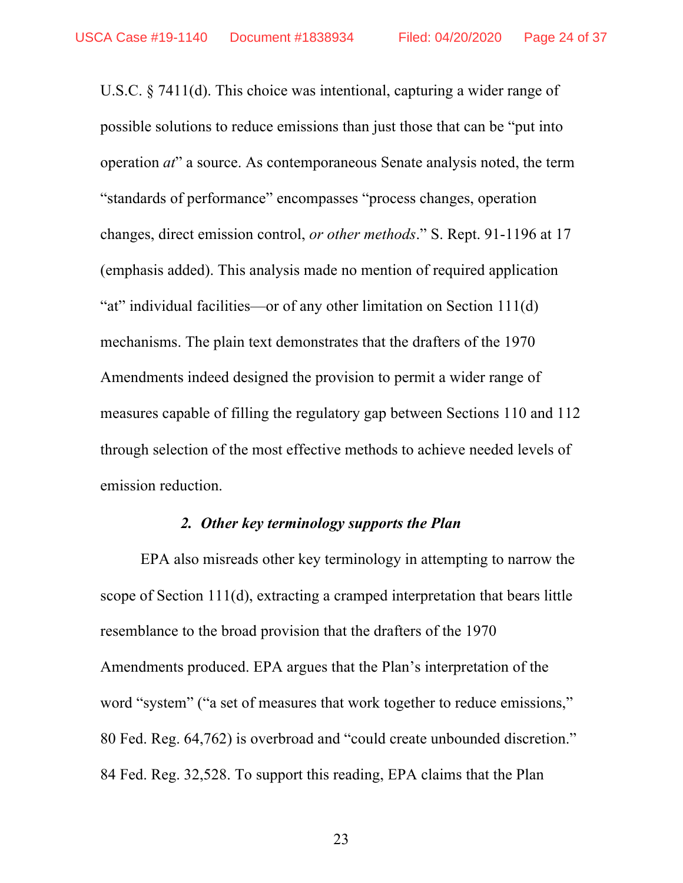U.S.C. § 7411(d). This choice was intentional, capturing a wider range of possible solutions to reduce emissions than just those that can be "put into operation *at*" a source. As contemporaneous Senate analysis noted, the term "standards of performance" encompasses "process changes, operation changes, direct emission control, *or other methods*." S. Rept. 91-1196 at 17 (emphasis added). This analysis made no mention of required application "at" individual facilities—or of any other limitation on Section 111(d) mechanisms. The plain text demonstrates that the drafters of the 1970 Amendments indeed designed the provision to permit a wider range of measures capable of filling the regulatory gap between Sections 110 and 112 through selection of the most effective methods to achieve needed levels of emission reduction.

### *2. Other key terminology supports the Plan*

EPA also misreads other key terminology in attempting to narrow the scope of Section 111(d), extracting a cramped interpretation that bears little resemblance to the broad provision that the drafters of the 1970 Amendments produced. EPA argues that the Plan's interpretation of the word "system" ("a set of measures that work together to reduce emissions," 80 Fed. Reg. 64,762) is overbroad and "could create unbounded discretion." 84 Fed. Reg. 32,528. To support this reading, EPA claims that the Plan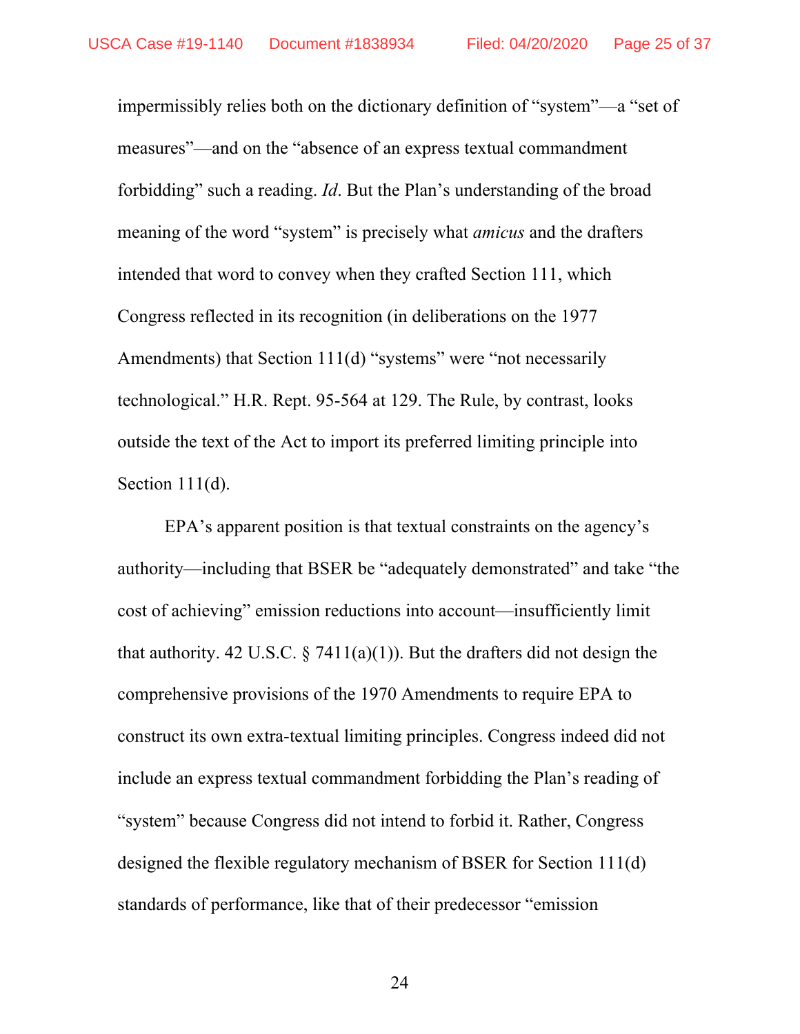impermissibly relies both on the dictionary definition of "system"—a "set of measures"—and on the "absence of an express textual commandment forbidding" such a reading. *Id*. But the Plan's understanding of the broad meaning of the word "system" is precisely what *amicus* and the drafters intended that word to convey when they crafted Section 111, which Congress reflected in its recognition (in deliberations on the 1977 Amendments) that Section 111(d) "systems" were "not necessarily technological." H.R. Rept. 95-564 at 129. The Rule, by contrast, looks outside the text of the Act to import its preferred limiting principle into Section 111(d).

EPA's apparent position is that textual constraints on the agency's authority—including that BSER be "adequately demonstrated" and take "the cost of achieving" emission reductions into account—insufficiently limit that authority. 42 U.S.C. § 7411(a)(1)). But the drafters did not design the comprehensive provisions of the 1970 Amendments to require EPA to construct its own extra-textual limiting principles. Congress indeed did not include an express textual commandment forbidding the Plan's reading of "system" because Congress did not intend to forbid it. Rather, Congress designed the flexible regulatory mechanism of BSER for Section 111(d) standards of performance, like that of their predecessor "emission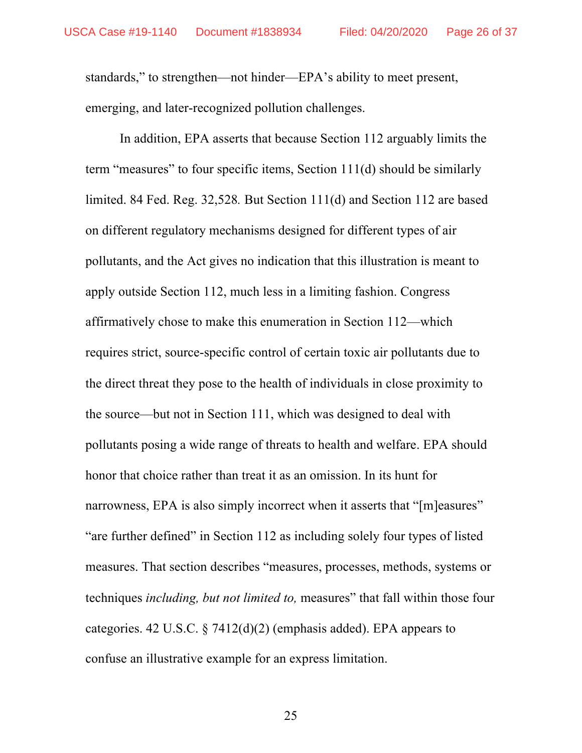standards," to strengthen—not hinder—EPA's ability to meet present, emerging, and later-recognized pollution challenges.

In addition, EPA asserts that because Section 112 arguably limits the term "measures" to four specific items, Section 111(d) should be similarly limited. 84 Fed. Reg. 32,528. But Section 111(d) and Section 112 are based on different regulatory mechanisms designed for different types of air pollutants, and the Act gives no indication that this illustration is meant to apply outside Section 112, much less in a limiting fashion. Congress affirmatively chose to make this enumeration in Section 112—which requires strict, source-specific control of certain toxic air pollutants due to the direct threat they pose to the health of individuals in close proximity to the source—but not in Section 111, which was designed to deal with pollutants posing a wide range of threats to health and welfare. EPA should honor that choice rather than treat it as an omission. In its hunt for narrowness, EPA is also simply incorrect when it asserts that "[m]easures" "are further defined" in Section 112 as including solely four types of listed measures. That section describes "measures, processes, methods, systems or techniques *including, but not limited to,* measures" that fall within those four categories. 42 U.S.C. § 7412(d)(2) (emphasis added). EPA appears to confuse an illustrative example for an express limitation.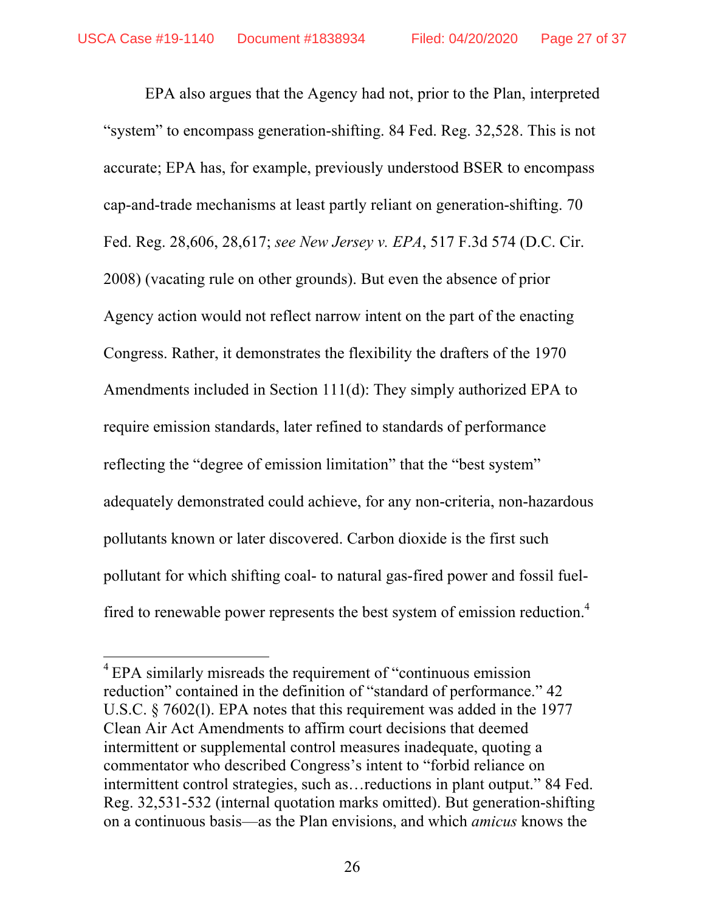EPA also argues that the Agency had not, prior to the Plan, interpreted "system" to encompass generation-shifting. 84 Fed. Reg. 32,528. This is not accurate; EPA has, for example, previously understood BSER to encompass cap-and-trade mechanisms at least partly reliant on generation-shifting. 70 Fed. Reg. 28,606, 28,617; *see New Jersey v. EPA*, 517 F.3d 574 (D.C. Cir. 2008) (vacating rule on other grounds). But even the absence of prior Agency action would not reflect narrow intent on the part of the enacting Congress. Rather, it demonstrates the flexibility the drafters of the 1970 Amendments included in Section 111(d): They simply authorized EPA to require emission standards, later refined to standards of performance reflecting the "degree of emission limitation" that the "best system" adequately demonstrated could achieve, for any non-criteria, non-hazardous pollutants known or later discovered. Carbon dioxide is the first such pollutant for which shifting coal- to natural gas-fired power and fossil fuel-fired to renewable power represents the best system of emission reduction.[4]

---

[4] EPA similarly misreads the requirement of "continuous emission reduction" contained in the definition of "standard of performance." 42 U.S.C. § 7602(l). EPA notes that this requirement was added in the 1977 Clean Air Act Amendments to affirm court decisions that deemed intermittent or supplemental control measures inadequate, quoting a commentator who described Congress's intent to "forbid reliance on intermittent control strategies, such as…reductions in plant output." 84 Fed. Reg. 32,531-532 (internal quotation marks omitted). But generation-shifting on a continuous basis—as the Plan envisions, and which *amicus* knows the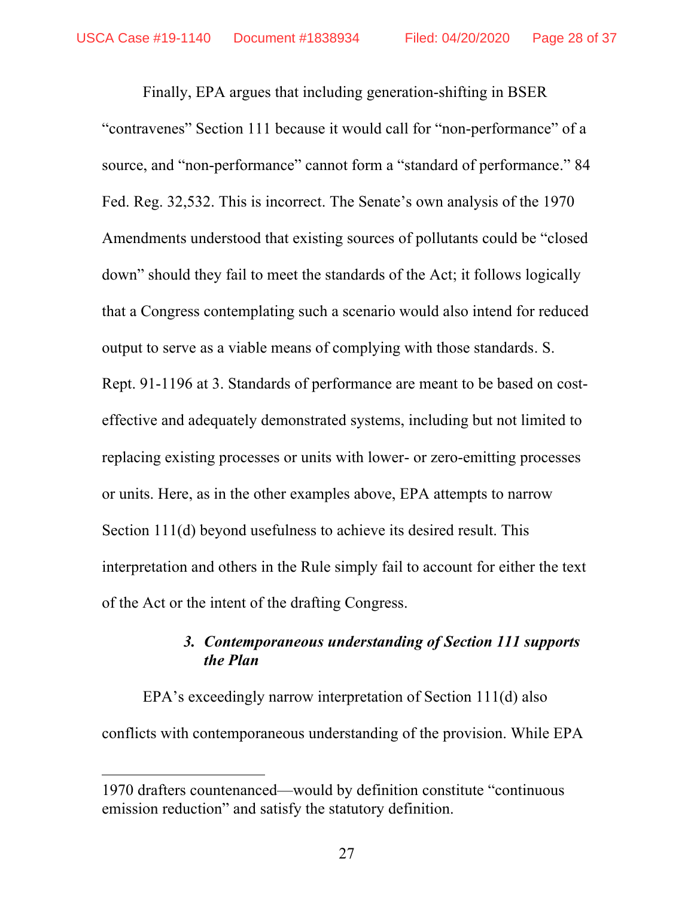Finally, EPA argues that including generation-shifting in BSER "contravenes" Section 111 because it would call for "non-performance" of a source, and "non-performance" cannot form a "standard of performance." 84 Fed. Reg. 32,532. This is incorrect. The Senate's own analysis of the 1970 Amendments understood that existing sources of pollutants could be "closed down" should they fail to meet the standards of the Act; it follows logically that a Congress contemplating such a scenario would also intend for reduced output to serve as a viable means of complying with those standards. S. Rept. 91-1196 at 3. Standards of performance are meant to be based on cost-effective and adequately demonstrated systems, including but not limited to replacing existing processes or units with lower- or zero-emitting processes or units. Here, as in the other examples above, EPA attempts to narrow Section 111(d) beyond usefulness to achieve its desired result. This interpretation and others in the Rule simply fail to account for either the text of the Act or the intent of the drafting Congress.

### *3. Contemporaneous understanding of Section 111 supports the Plan*

EPA's exceedingly narrow interpretation of Section 111(d) also conflicts with contemporaneous understanding of the provision. While EPA

---

1970 drafters countenanced—would by definition constitute "continuous emission reduction" and satisfy the statutory definition.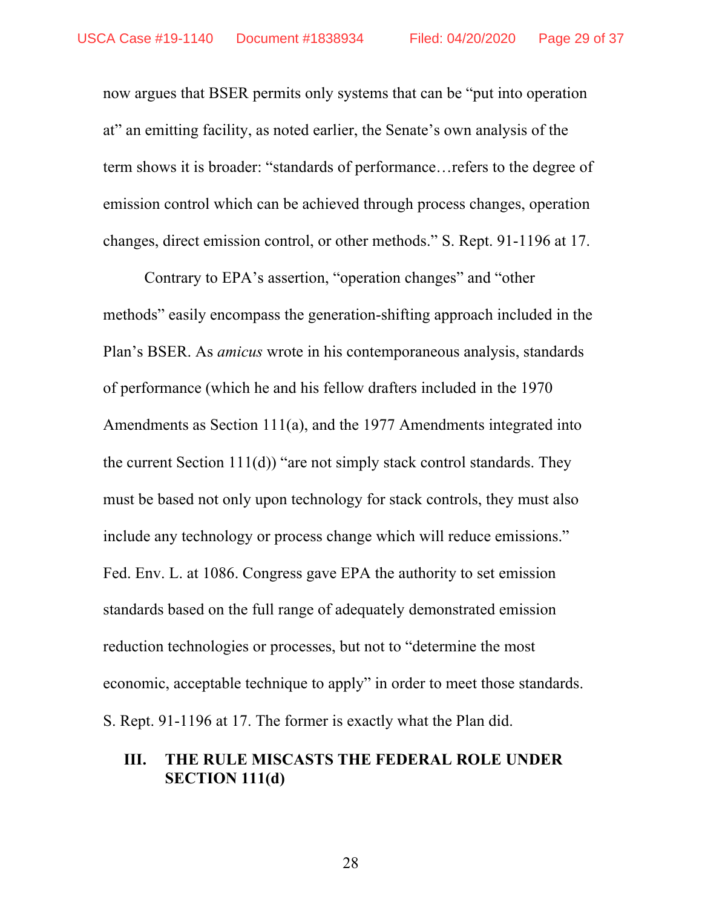now argues that BSER permits only systems that can be "put into operation at" an emitting facility, as noted earlier, the Senate's own analysis of the term shows it is broader: "standards of performance…refers to the degree of emission control which can be achieved through process changes, operation changes, direct emission control, or other methods." S. Rept. 91-1196 at 17.

Contrary to EPA's assertion, "operation changes" and "other methods" easily encompass the generation-shifting approach included in the Plan's BSER. As *amicus* wrote in his contemporaneous analysis, standards of performance (which he and his fellow drafters included in the 1970 Amendments as Section 111(a), and the 1977 Amendments integrated into the current Section 111(d)) "are not simply stack control standards. They must be based not only upon technology for stack controls, they must also include any technology or process change which will reduce emissions." Fed. Env. L. at 1086. Congress gave EPA the authority to set emission standards based on the full range of adequately demonstrated emission reduction technologies or processes, but not to "determine the most economic, acceptable technique to apply" in order to meet those standards. S. Rept. 91-1196 at 17. The former is exactly what the Plan did.

## III. THE RULE MISCASTS THE FEDERAL ROLE UNDER SECTION 111(d)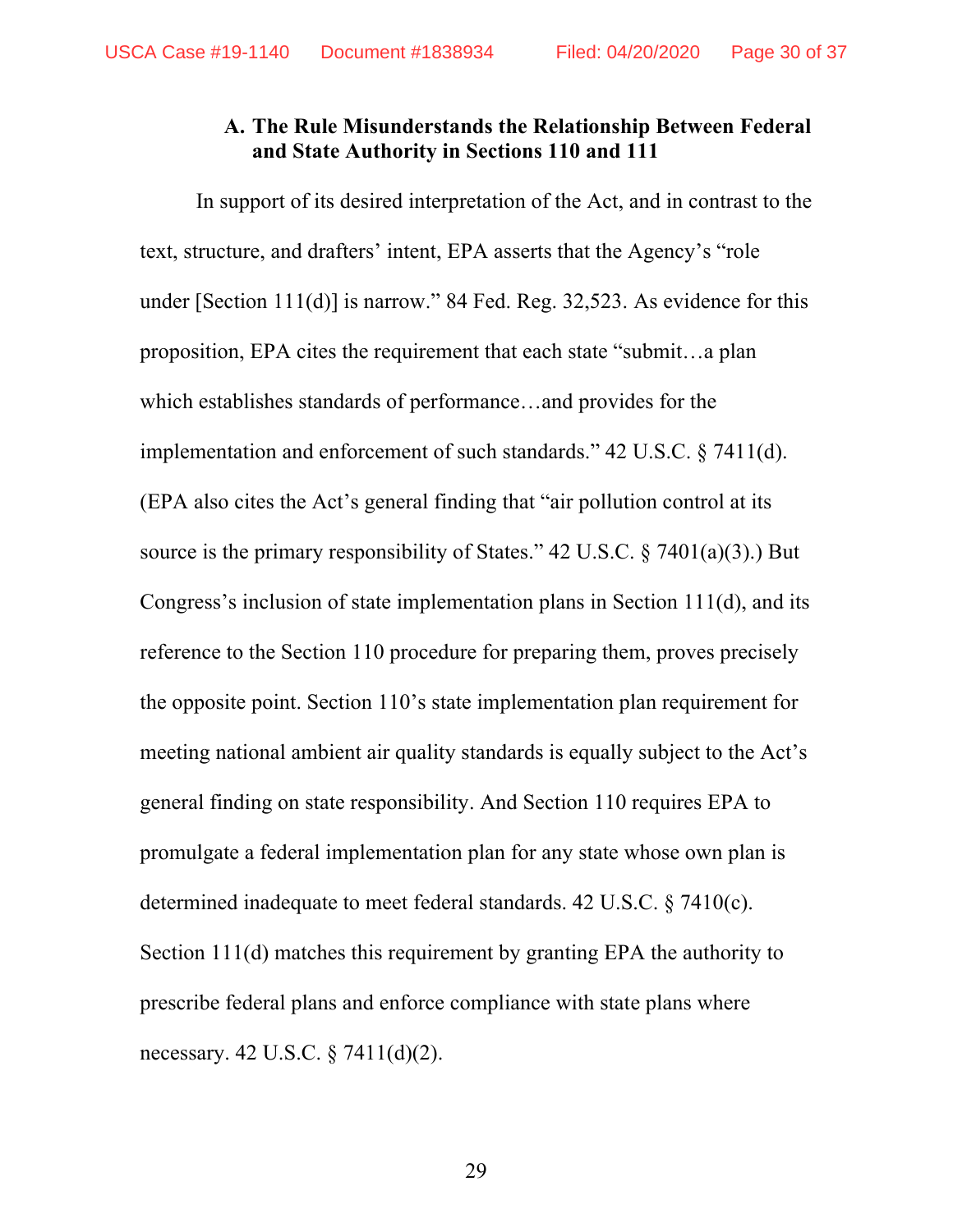### A. The Rule Misunderstands the Relationship Between Federal and State Authority in Sections 110 and 111

In support of its desired interpretation of the Act, and in contrast to the text, structure, and drafters' intent, EPA asserts that the Agency's "role under [Section 111(d)] is narrow." 84 Fed. Reg. 32,523. As evidence for this proposition, EPA cites the requirement that each state "submit…a plan which establishes standards of performance…and provides for the implementation and enforcement of such standards." 42 U.S.C. § 7411(d). (EPA also cites the Act's general finding that "air pollution control at its source is the primary responsibility of States." 42 U.S.C. § 7401(a)(3).) But Congress's inclusion of state implementation plans in Section 111(d), and its reference to the Section 110 procedure for preparing them, proves precisely the opposite point. Section 110's state implementation plan requirement for meeting national ambient air quality standards is equally subject to the Act's general finding on state responsibility. And Section 110 requires EPA to promulgate a federal implementation plan for any state whose own plan is determined inadequate to meet federal standards. 42 U.S.C. § 7410(c). Section 111(d) matches this requirement by granting EPA the authority to prescribe federal plans and enforce compliance with state plans where necessary. 42 U.S.C. § 7411(d)(2).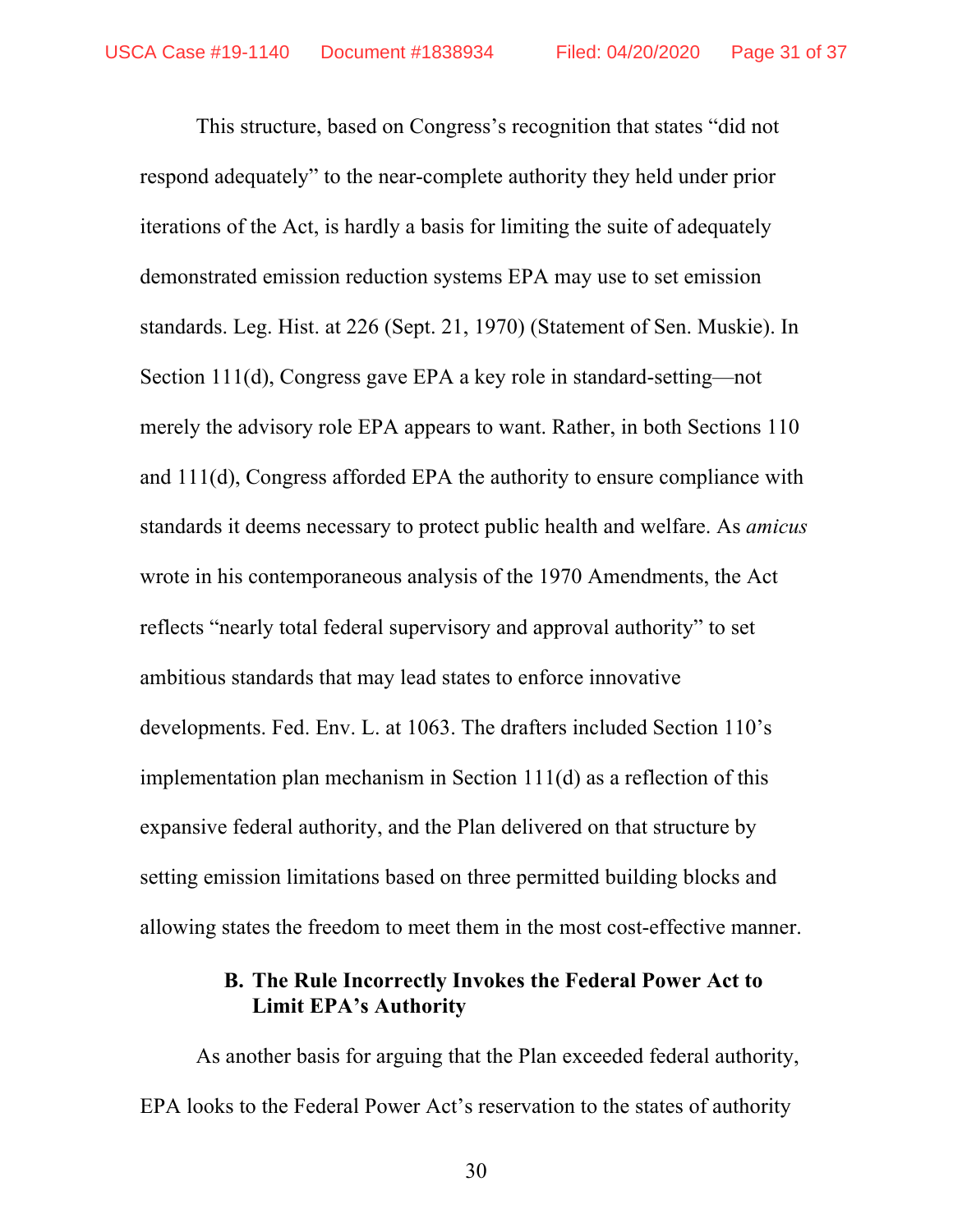This structure, based on Congress's recognition that states "did not respond adequately" to the near-complete authority they held under prior iterations of the Act, is hardly a basis for limiting the suite of adequately demonstrated emission reduction systems EPA may use to set emission standards. Leg. Hist. at 226 (Sept. 21, 1970) (Statement of Sen. Muskie). In Section 111(d), Congress gave EPA a key role in standard-setting—not merely the advisory role EPA appears to want. Rather, in both Sections 110 and 111(d), Congress afforded EPA the authority to ensure compliance with standards it deems necessary to protect public health and welfare. As *amicus* wrote in his contemporaneous analysis of the 1970 Amendments, the Act reflects "nearly total federal supervisory and approval authority" to set ambitious standards that may lead states to enforce innovative developments. Fed. Env. L. at 1063. The drafters included Section 110's implementation plan mechanism in Section 111(d) as a reflection of this expansive federal authority, and the Plan delivered on that structure by setting emission limitations based on three permitted building blocks and allowing states the freedom to meet them in the most cost-effective manner.

### B. The Rule Incorrectly Invokes the Federal Power Act to Limit EPA's Authority

As another basis for arguing that the Plan exceeded federal authority, EPA looks to the Federal Power Act's reservation to the states of authority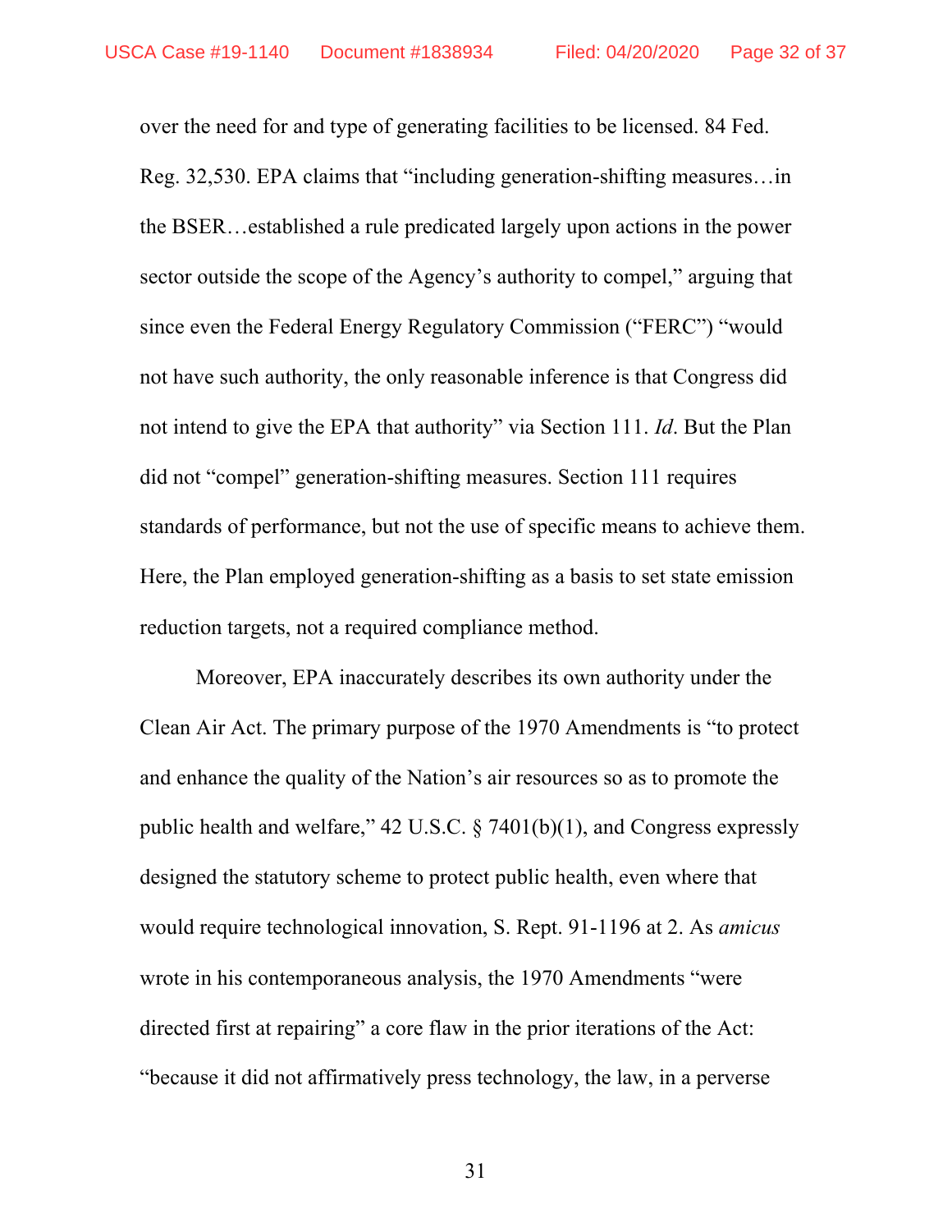over the need for and type of generating facilities to be licensed. 84 Fed. Reg. 32,530. EPA claims that "including generation-shifting measures…in the BSER…established a rule predicated largely upon actions in the power sector outside the scope of the Agency's authority to compel," arguing that since even the Federal Energy Regulatory Commission ("FERC") "would not have such authority, the only reasonable inference is that Congress did not intend to give the EPA that authority" via Section 111. *Id*. But the Plan did not "compel" generation-shifting measures. Section 111 requires standards of performance, but not the use of specific means to achieve them. Here, the Plan employed generation-shifting as a basis to set state emission reduction targets, not a required compliance method.

Moreover, EPA inaccurately describes its own authority under the Clean Air Act. The primary purpose of the 1970 Amendments is "to protect and enhance the quality of the Nation's air resources so as to promote the public health and welfare," 42 U.S.C. § 7401(b)(1), and Congress expressly designed the statutory scheme to protect public health, even where that would require technological innovation, S. Rept. 91-1196 at 2. As *amicus* wrote in his contemporaneous analysis, the 1970 Amendments "were directed first at repairing" a core flaw in the prior iterations of the Act: "because it did not affirmatively press technology, the law, in a perverse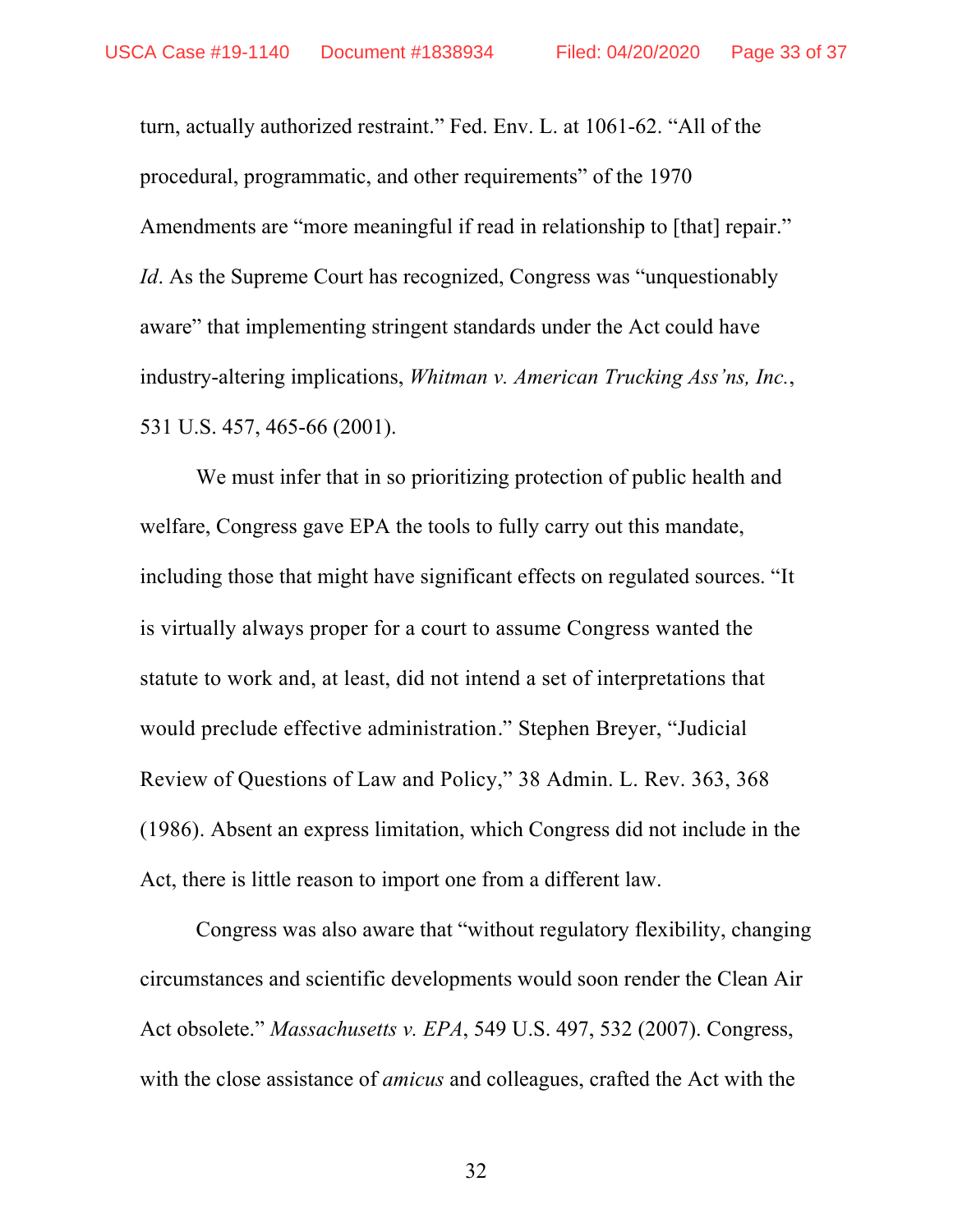turn, actually authorized restraint." Fed. Env. L. at 1061-62. "All of the procedural, programmatic, and other requirements" of the 1970 Amendments are "more meaningful if read in relationship to [that] repair." *Id*. As the Supreme Court has recognized, Congress was "unquestionably aware" that implementing stringent standards under the Act could have industry-altering implications, *Whitman v. American Trucking Ass'ns, Inc.*, 531 U.S. 457, 465-66 (2001).

We must infer that in so prioritizing protection of public health and welfare, Congress gave EPA the tools to fully carry out this mandate, including those that might have significant effects on regulated sources. "It is virtually always proper for a court to assume Congress wanted the statute to work and, at least, did not intend a set of interpretations that would preclude effective administration." Stephen Breyer, "Judicial Review of Questions of Law and Policy," 38 Admin. L. Rev. 363, 368 (1986). Absent an express limitation, which Congress did not include in the Act, there is little reason to import one from a different law.

Congress was also aware that "without regulatory flexibility, changing circumstances and scientific developments would soon render the Clean Air Act obsolete." *Massachusetts v. EPA*, 549 U.S. 497, 532 (2007). Congress, with the close assistance of *amicus* and colleagues, crafted the Act with the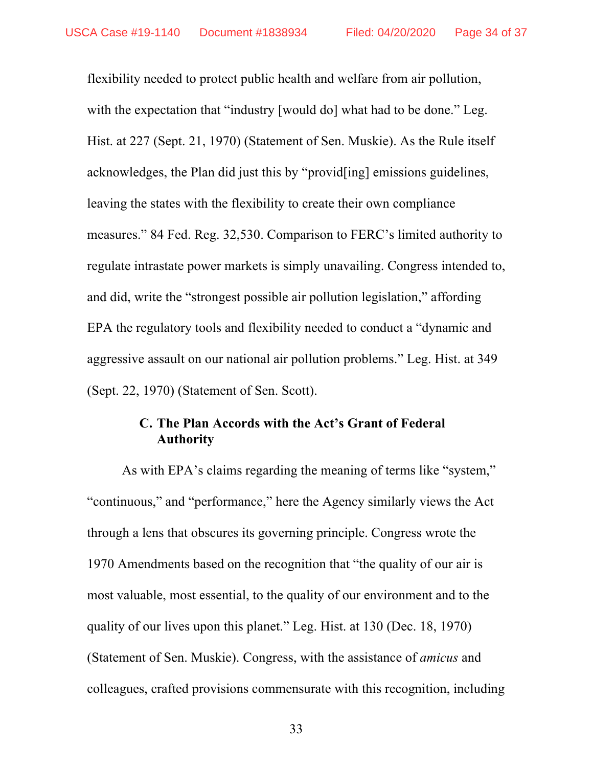flexibility needed to protect public health and welfare from air pollution, with the expectation that "industry [would do] what had to be done." Leg. Hist. at 227 (Sept. 21, 1970) (Statement of Sen. Muskie). As the Rule itself acknowledges, the Plan did just this by "provid[ing] emissions guidelines, leaving the states with the flexibility to create their own compliance measures." 84 Fed. Reg. 32,530. Comparison to FERC's limited authority to regulate intrastate power markets is simply unavailing. Congress intended to, and did, write the "strongest possible air pollution legislation," affording EPA the regulatory tools and flexibility needed to conduct a "dynamic and aggressive assault on our national air pollution problems." Leg. Hist. at 349 (Sept. 22, 1970) (Statement of Sen. Scott).

### C. The Plan Accords with the Act's Grant of Federal Authority

As with EPA's claims regarding the meaning of terms like "system," "continuous," and "performance," here the Agency similarly views the Act through a lens that obscures its governing principle. Congress wrote the 1970 Amendments based on the recognition that "the quality of our air is most valuable, most essential, to the quality of our environment and to the quality of our lives upon this planet." Leg. Hist. at 130 (Dec. 18, 1970) (Statement of Sen. Muskie). Congress, with the assistance of *amicus* and colleagues, crafted provisions commensurate with this recognition, including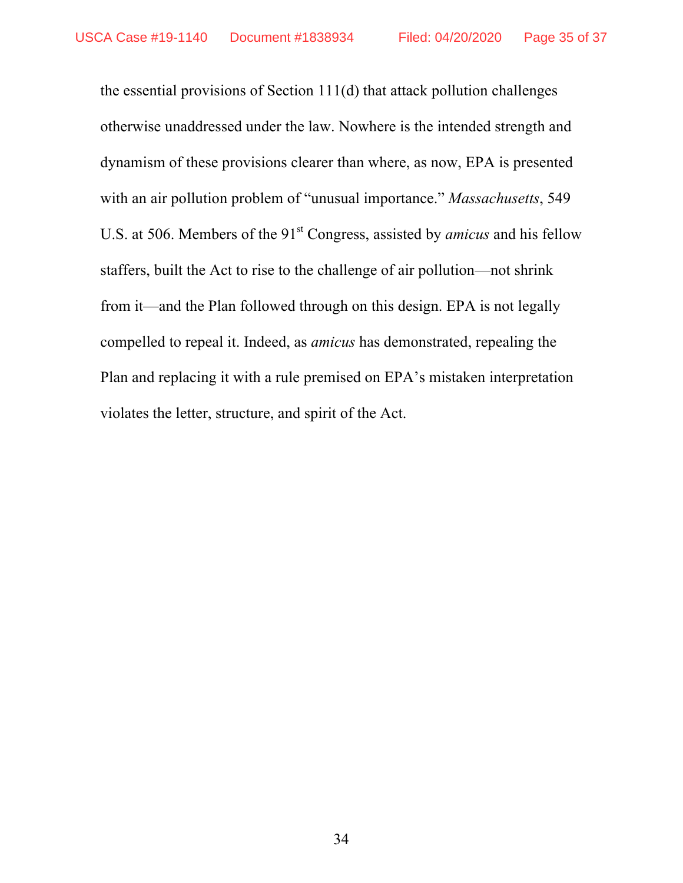the essential provisions of Section 111(d) that attack pollution challenges otherwise unaddressed under the law. Nowhere is the intended strength and dynamism of these provisions clearer than where, as now, EPA is presented with an air pollution problem of "unusual importance." *Massachusetts*, 549 U.S. at 506. Members of the 91st Congress, assisted by *amicus* and his fellow staffers, built the Act to rise to the challenge of air pollution—not shrink from it—and the Plan followed through on this design. EPA is not legally compelled to repeal it. Indeed, as *amicus* has demonstrated, repealing the Plan and replacing it with a rule premised on EPA's mistaken interpretation violates the letter, structure, and spirit of the Act.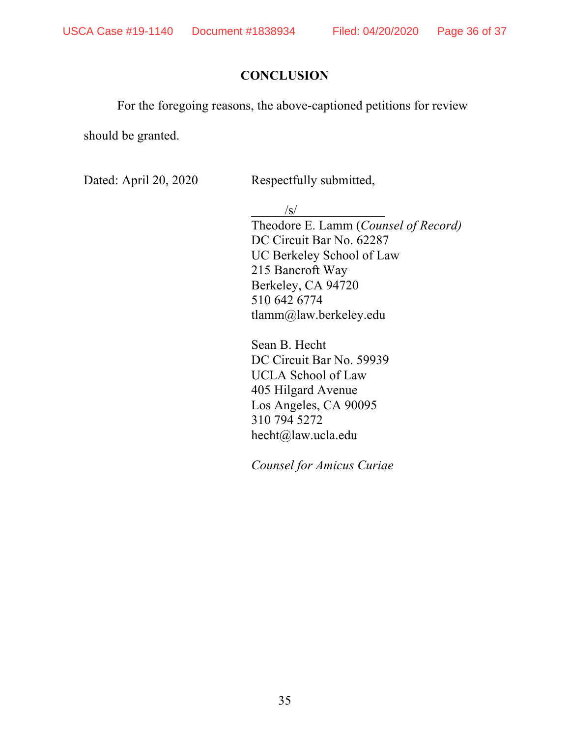## CONCLUSION

For the foregoing reasons, the above-captioned petitions for review should be granted.

Dated: April 20, 2020

Respectfully submitted,

/s/
Theodore E. Lamm (*Counsel of Record)*
DC Circuit Bar No. 62287
UC Berkeley School of Law
215 Bancroft Way
Berkeley, CA 94720
510 642 6774
tlamm@law.berkeley.edu

Sean B. Hecht
DC Circuit Bar No. 59939
UCLA School of Law
405 Hilgard Avenue
Los Angeles, CA 90095
310 794 5272
hecht@law.ucla.edu

*Counsel for Amicus Curiae*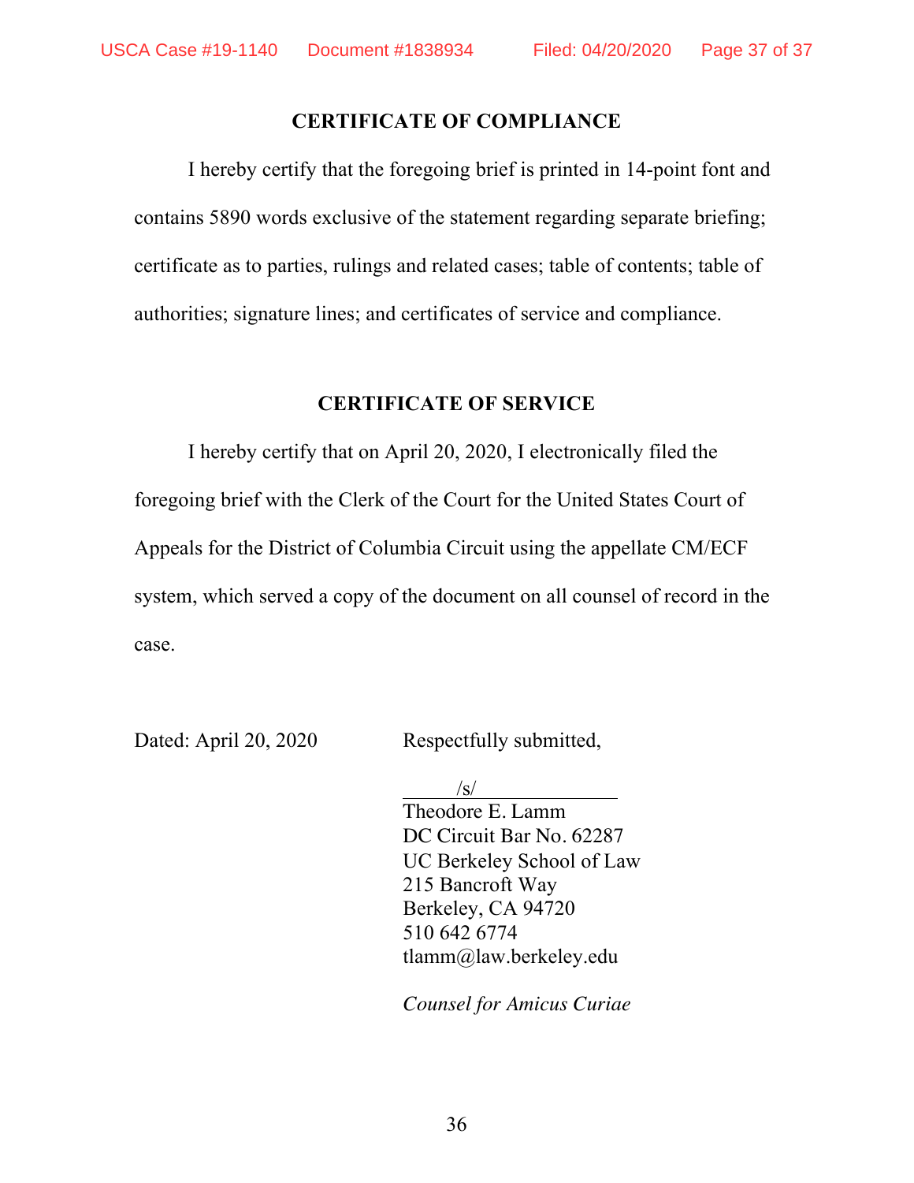## CERTIFICATE OF COMPLIANCE

I hereby certify that the foregoing brief is printed in 14-point font and contains 5890 words exclusive of the statement regarding separate briefing; certificate as to parties, rulings and related cases; table of contents; table of authorities; signature lines; and certificates of service and compliance.

## CERTIFICATE OF SERVICE

I hereby certify that on April 20, 2020, I electronically filed the foregoing brief with the Clerk of the Court for the United States Court of Appeals for the District of Columbia Circuit using the appellate CM/ECF system, which served a copy of the document on all counsel of record in the case.

Dated: April 20, 2020

Respectfully submitted,

/s/
Theodore E. Lamm
DC Circuit Bar No. 62287
UC Berkeley School of Law
215 Bancroft Way
Berkeley, CA 94720
510 642 6774
tlamm@law.berkeley.edu

*Counsel for Amicus Curiae*